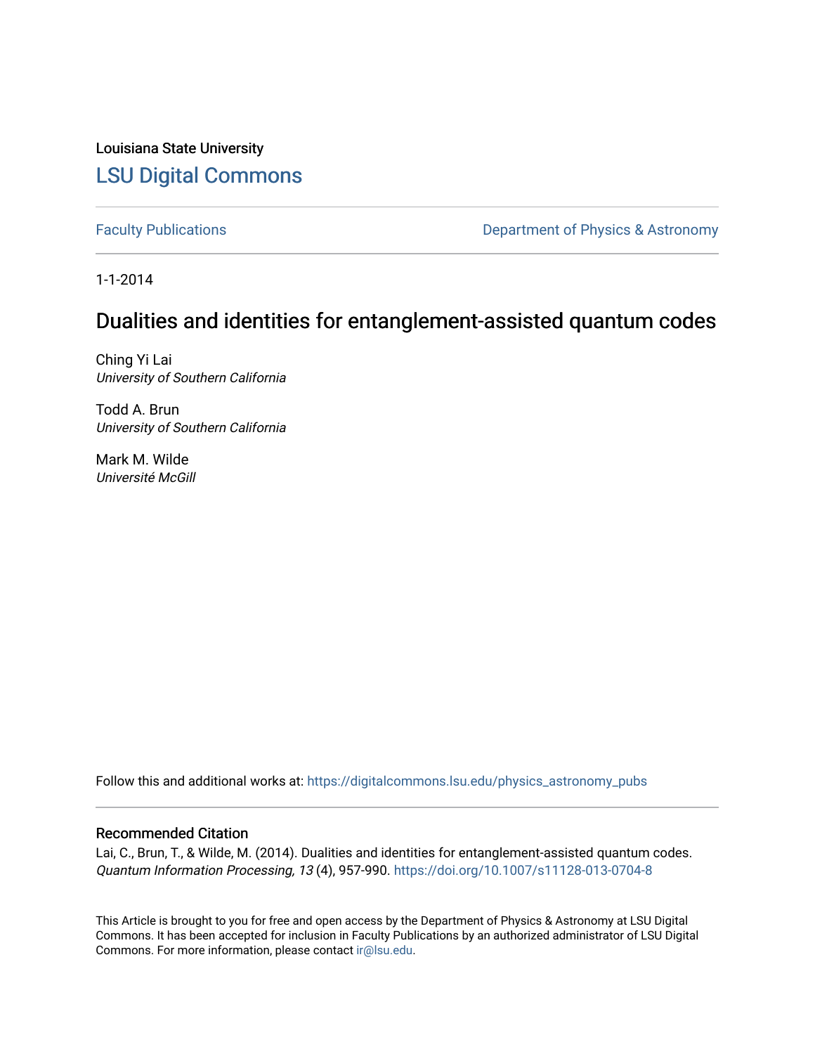Louisiana State University

# LSU Digital Commons

Faculty Publications

Department of Physics & Astronomy

1-1-2014

## Dualities and identities for entanglement-assisted quantum codes

Ching Yi Lai
*University of Southern California*

Todd A. Brun
*University of Southern California*

Mark M. Wilde
*Université McGill*

Follow this and additional works at: https://digitalcommons.lsu.edu/physics_astronomy_pubs

### Recommended Citation

Lai, C., Brun, T., & Wilde, M. (2014). Dualities and identities for entanglement-assisted quantum codes. *Quantum Information Processing, 13* (4), 957-990. https://doi.org/10.1007/s11128-013-0704-8

This Article is brought to you for free and open access by the Department of Physics & Astronomy at LSU Digital Commons. It has been accepted for inclusion in Faculty Publications by an authorized administrator of LSU Digital Commons. For more information, please contact ir@lsu.edu.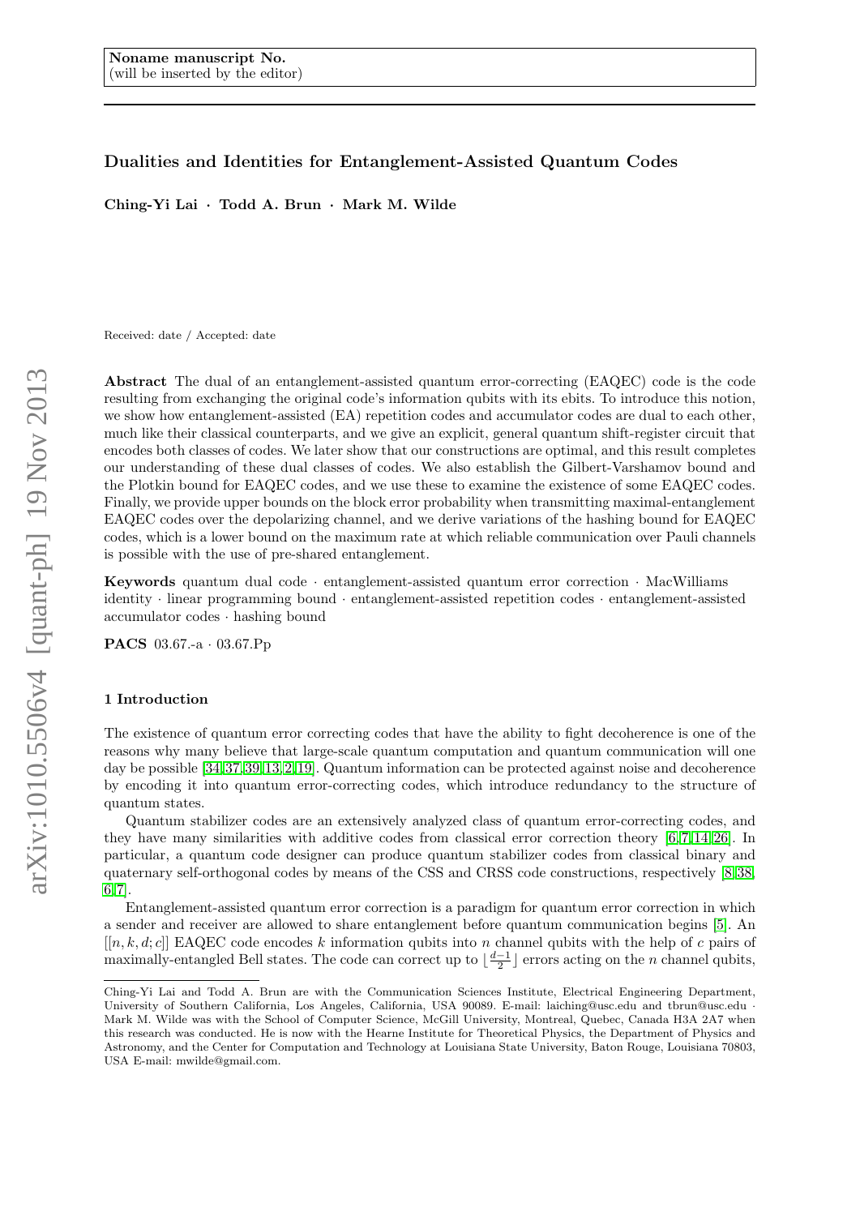Noname manuscript No.
(will be inserted by the editor)

# Dualities and Identities for Entanglement-Assisted Quantum Codes

**Ching-Yi Lai · Todd A. Brun · Mark M. Wilde**

Received: date / Accepted: date

**Abstract** The dual of an entanglement-assisted quantum error-correcting (EAQEC) code is the code resulting from exchanging the original code's information qubits with its ebits. To introduce this notion, we show how entanglement-assisted (EA) repetition codes and accumulator codes are dual to each other, much like their classical counterparts, and we give an explicit, general quantum shift-register circuit that encodes both classes of codes. We later show that our constructions are optimal, and this result completes our understanding of these dual classes of codes. We also establish the Gilbert-Varshamov bound and the Plotkin bound for EAQEC codes, and we use these to examine the existence of some EAQEC codes. Finally, we provide upper bounds on the block error probability when transmitting maximal-entanglement EAQEC codes over the depolarizing channel, and we derive variations of the hashing bound for EAQEC codes, which is a lower bound on the maximum rate at which reliable communication over Pauli channels is possible with the use of pre-shared entanglement.

**Keywords** quantum dual code · entanglement-assisted quantum error correction · MacWilliams identity · linear programming bound · entanglement-assisted repetition codes · entanglement-assisted accumulator codes · hashing bound

**PACS** 03.67.-a · 03.67.Pp

## 1 Introduction

The existence of quantum error correcting codes that have the ability to fight decoherence is one of the reasons why many believe that large-scale quantum computation and quantum communication will one day be possible [34,37,39,13,2,19]. Quantum information can be protected against noise and decoherence by encoding it into quantum error-correcting codes, which introduce redundancy to the structure of quantum states.

Quantum stabilizer codes are an extensively analyzed class of quantum error-correcting codes, and they have many similarities with additive codes from classical error correction theory [6,7,14,26]. In particular, a quantum code designer can produce quantum stabilizer codes from classical binary and quaternary self-orthogonal codes by means of the CSS and CRSS code constructions, respectively [8,38,6,7].

Entanglement-assisted quantum error correction is a paradigm for quantum error correction in which a sender and receiver are allowed to share entanglement before quantum communication begins [5]. An $[[n,k,d;c]]$ EAQEC code encodes $k$ information qubits into $n$ channel qubits with the help of $c$ pairs of maximally-entangled Bell states. The code can correct up to $\lfloor \frac{d-1}{2} \rfloor$ errors acting on the $n$ channel qubits,

---

Ching-Yi Lai and Todd A. Brun are with the Communication Sciences Institute, Electrical Engineering Department, University of Southern California, Los Angeles, California, USA 90089. E-mail: laiching@usc.edu and tbrun@usc.edu · Mark M. Wilde was with the School of Computer Science, McGill University, Montreal, Quebec, Canada H3A 2A7 when this research was conducted. He is now with the Hearne Institute for Theoretical Physics, the Department of Physics and Astronomy, and the Center for Computation and Technology at Louisiana State University, Baton Rouge, Louisiana 70803, USA E-mail: mwilde@gmail.com.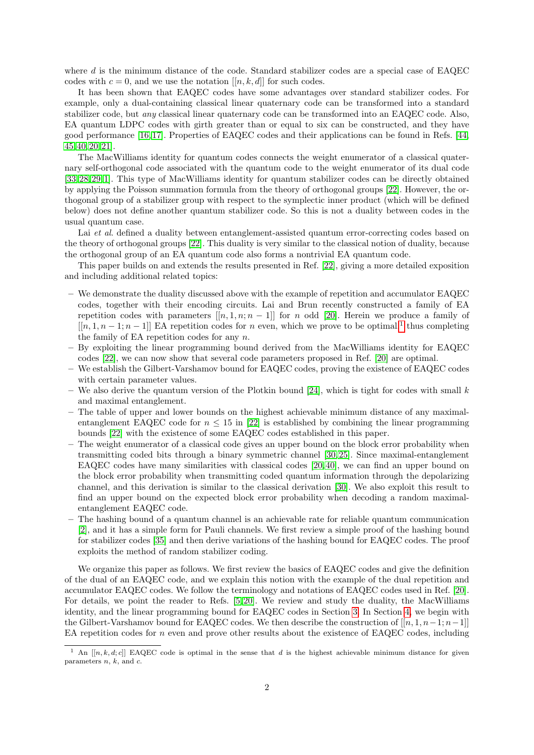where $d$ is the minimum distance of the code. Standard stabilizer codes are a special case of EAQEC codes with $c = 0$, and we use the notation $[[n, k, d]]$ for such codes.

It has been shown that EAQEC codes have some advantages over standard stabilizer codes. For example, only a dual-containing classical linear quaternary code can be transformed into a standard stabilizer code, but *any* classical linear quaternary code can be transformed into an EAQEC code. Also, EA quantum LDPC codes with girth greater than or equal to six can be constructed, and they have good performance [16,17]. Properties of EAQEC codes and their applications can be found in Refs. [44, 45,40,20,21].

The MacWilliams identity for quantum codes connects the weight enumerator of a classical quaternary self-orthogonal code associated with the quantum code to the weight enumerator of its dual code [33,28,29,1]. This type of MacWilliams identity for quantum stabilizer codes can be directly obtained by applying the Poisson summation formula from the theory of orthogonal groups [22]. However, the orthogonal group of a stabilizer group with respect to the symplectic inner product (which will be defined below) does not define another quantum stabilizer code. So this is not a duality between codes in the usual quantum case.

Lai *et al*. defined a duality between entanglement-assisted quantum error-correcting codes based on the theory of orthogonal groups [22]. This duality is very similar to the classical notion of duality, because the orthogonal group of an EA quantum code also forms a nontrivial EA quantum code.

This paper builds on and extends the results presented in Ref. [22], giving a more detailed exposition and including additional related topics:

- We demonstrate the duality discussed above with the example of repetition and accumulator EAQEC codes, together with their encoding circuits. Lai and Brun recently constructed a family of EA repetition codes with parameters $[[n, 1, n; n - 1]]$ for $n$ odd [20]. Herein we produce a family of $[[n, 1, n - 1; n - 1]]$ EA repetition codes for $n$ even, which we prove to be optimal,[1] thus completing the family of EA repetition codes for any $n$.
- By exploiting the linear programming bound derived from the MacWilliams identity for EAQEC codes [22], we can now show that several code parameters proposed in Ref. [20] are optimal.
- We establish the Gilbert-Varshamov bound for EAQEC codes, proving the existence of EAQEC codes with certain parameter values.
- We also derive the quantum version of the Plotkin bound [24], which is tight for codes with small $k$ and maximal entanglement.
- The table of upper and lower bounds on the highest achievable minimum distance of any maximal-entanglement EAQEC code for $n \leq 15$ in [22] is established by combining the linear programming bounds [22] with the existence of some EAQEC codes established in this paper.
- The weight enumerator of a classical code gives an upper bound on the block error probability when transmitting coded bits through a binary symmetric channel [30,25]. Since maximal-entanglement EAQEC codes have many similarities with classical codes [20,40], we can find an upper bound on the block error probability when transmitting coded quantum information through the depolarizing channel, and this derivation is similar to the classical derivation [30]. We also exploit this result to find an upper bound on the expected block error probability when decoding a random maximal-entanglement EAQEC code.
- The hashing bound of a quantum channel is an achievable rate for reliable quantum communication [2], and it has a simple form for Pauli channels. We first review a simple proof of the hashing bound for stabilizer codes [35] and then derive variations of the hashing bound for EAQEC codes. The proof exploits the method of random stabilizer coding.

We organize this paper as follows. We first review the basics of EAQEC codes and give the definition of the dual of an EAQEC code, and we explain this notion with the example of the dual repetition and accumulator EAQEC codes. We follow the terminology and notations of EAQEC codes used in Ref. [20]. For details, we point the reader to Refs. [5,20]. We review and study the duality, the MacWilliams identity, and the linear programming bound for EAQEC codes in Section 3. In Section 4, we begin with the Gilbert-Varshamov bound for EAQEC codes. We then describe the construction of $[[n, 1, n-1; n-1]]$ EA repetition codes for $n$ even and prove other results about the existence of EAQEC codes, including

[1] An $[[n, k, d; c]]$ EAQEC code is optimal in the sense that $d$ is the highest achievable minimum distance for given parameters $n$, $k$, and $c$.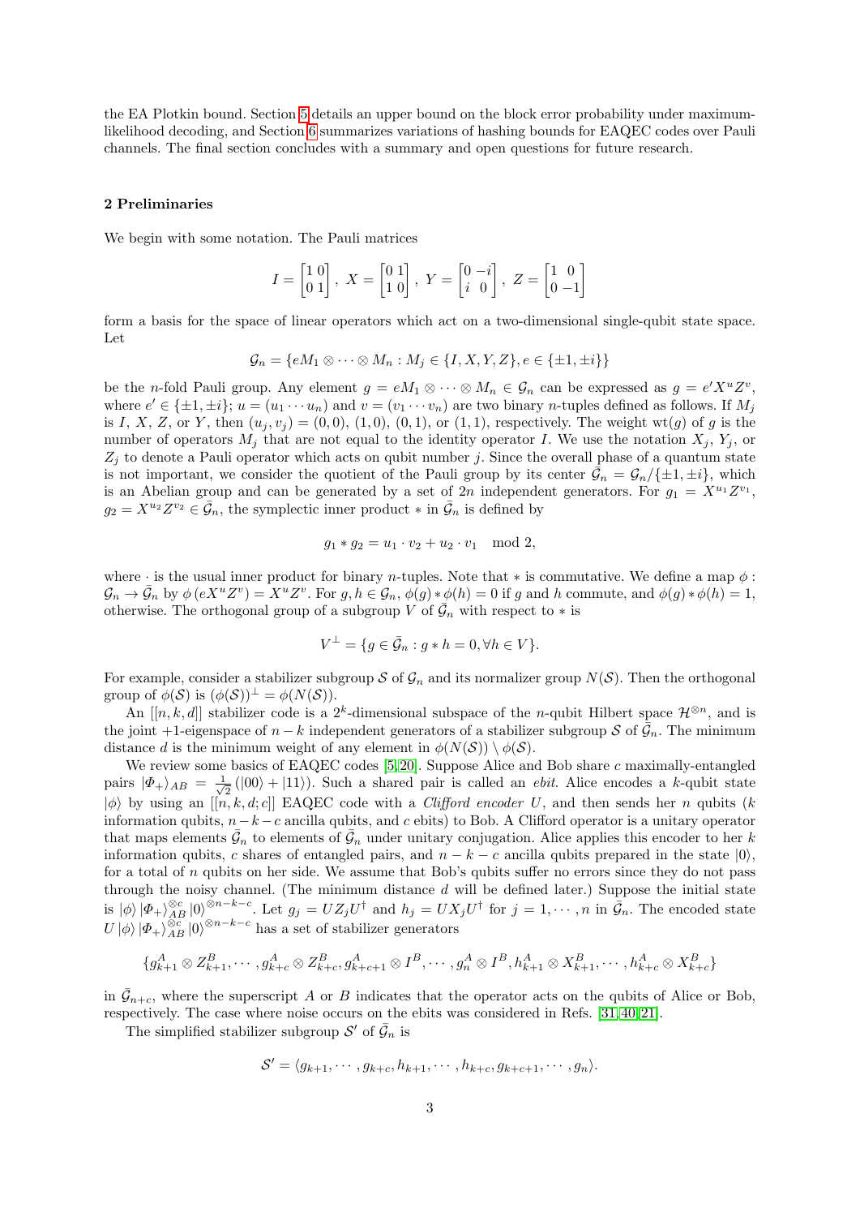the EA Plotkin bound. Section 5 details an upper bound on the block error probability under maximum-likelihood decoding, and Section 6 summarizes variations of hashing bounds for EAQEC codes over Pauli channels. The final section concludes with a summary and open questions for future research.

## 2 Preliminaries

We begin with some notation. The Pauli matrices

$$I = \begin{bmatrix} 1 & 0 \\ 0 & 1 \end{bmatrix},\ X = \begin{bmatrix} 0 & 1 \\ 1 & 0 \end{bmatrix},\ Y = \begin{bmatrix} 0 & -i \\ i & 0 \end{bmatrix},\ Z = \begin{bmatrix} 1 & 0 \\ 0 & -1 \end{bmatrix}$$

form a basis for the space of linear operators which act on a two-dimensional single-qubit state space. Let

$$\mathcal{G}_n = \{eM_1 \otimes \cdots \otimes M_n : M_j \in \{I, X, Y, Z\}, e \in \{\pm 1, \pm i\}\}$$

be the $n$-fold Pauli group. Any element $g = eM_1 \otimes \cdots \otimes M_n \in \mathcal{G}_n$ can be expressed as $g = e' X^u Z^v$, where $e' \in \{\pm 1, \pm i\}$; $u = (u_1 \cdots u_n)$ and $v = (v_1 \cdots v_n)$ are two binary $n$-tuples defined as follows. If $M_j$ is $I$, $X$, $Z$, or $Y$, then $(u_j, v_j) = (0,0)$, $(1,0)$, $(0,1)$, or $(1,1)$, respectively. The weight $\mathrm{wt}(g)$ of $g$ is the number of operators $M_j$ that are not equal to the identity operator $I$. We use the notation $X_j$, $Y_j$, or $Z_j$ to denote a Pauli operator which acts on qubit number $j$. Since the overall phase of a quantum state is not important, we consider the quotient of the Pauli group by its center $\bar{\mathcal{G}}_n = \mathcal{G}_n/\{\pm 1, \pm i\}$, which is an Abelian group and can be generated by a set of $2n$ independent generators. For $g_1 = X^{u_1} Z^{v_1}$, $g_2 = X^{u_2} Z^{v_2} \in \bar{\mathcal{G}}_n$, the symplectic inner product $*$ in $\bar{\mathcal{G}}_n$ is defined by

$$g_1 * g_2 = u_1 \cdot v_2 + u_2 \cdot v_1 \mod 2,$$

where $\cdot$ is the usual inner product for binary $n$-tuples. Note that $*$ is commutative. We define a map $\phi : \mathcal{G}_n \to \bar{\mathcal{G}}_n$ by $\phi(eX^u Z^v) = X^u Z^v$. For $g, h \in \mathcal{G}_n$, $\phi(g) * \phi(h) = 0$ if $g$ and $h$ commute, and $\phi(g) * \phi(h) = 1$, otherwise. The orthogonal group of a subgroup $V$ of $\bar{\mathcal{G}}_n$ with respect to $*$ is

$$V^\perp = \{g \in \bar{\mathcal{G}}_n : g * h = 0, \forall h \in V\}.$$

For example, consider a stabilizer subgroup $\mathcal{S}$ of $\mathcal{G}_n$ and its normalizer group $N(\mathcal{S})$. Then the orthogonal group of $\phi(\mathcal{S})$ is $(\phi(\mathcal{S}))^\perp = \phi(N(\mathcal{S}))$.

An $[[n, k, d]]$ stabilizer code is a $2^k$-dimensional subspace of the $n$-qubit Hilbert space $\mathcal{H}^{\otimes n}$, and is the joint +1-eigenspace of $n-k$ independent generators of a stabilizer subgroup $\mathcal{S}$ of $\bar{\mathcal{G}}_n$. The minimum distance $d$ is the minimum weight of any element in $\phi(N(\mathcal{S})) \setminus \phi(\mathcal{S})$.

We review some basics of EAQEC codes [5,20]. Suppose Alice and Bob share $c$ maximally-entangled pairs $|\Phi_+\rangle_{AB} = \frac{1}{\sqrt{2}}(|00\rangle + |11\rangle)$. Such a shared pair is called an *ebit*. Alice encodes a $k$-qubit state $|\phi\rangle$ by using an $[[n, k, d; c]]$ EAQEC code with a *Clifford encoder* $U$, and then sends her $n$ qubits ($k$ information qubits, $n-k-c$ ancilla qubits, and $c$ ebits) to Bob. A Clifford operator is a unitary operator that maps elements $\bar{\mathcal{G}}_n$ to elements of $\bar{\mathcal{G}}_n$ under unitary conjugation. Alice applies this encoder to her $k$ information qubits, $c$ shares of entangled pairs, and $n-k-c$ ancilla qubits prepared in the state $|0\rangle$, for a total of $n$ qubits on her side. We assume that Bob's qubits suffer no errors since they do not pass through the noisy channel. (The minimum distance $d$ will be defined later.) Suppose the initial state is $|\phi\rangle |\Phi_+\rangle_{AB}^{\otimes c} |0\rangle^{\otimes n-k-c}$. Let $g_j = UZ_jU^\dagger$ and $h_j = UX_jU^\dagger$ for $j = 1, \cdots, n$ in $\bar{\mathcal{G}}_n$. The encoded state $U|\phi\rangle |\Phi_+\rangle_{AB}^{\otimes c} |0\rangle^{\otimes n-k-c}$ has a set of stabilizer generators

$$\{g_{k+1}^A \otimes Z_{k+1}^B, \cdots, g_{k+c}^A \otimes Z_{k+c}^B, g_{k+c+1}^A \otimes I^B, \cdots, g_n^A \otimes I^B, h_{k+1}^A \otimes X_{k+1}^B, \cdots, h_{k+c}^A \otimes X_{k+c}^B\}$$

in $\bar{\mathcal{G}}_{n+c}$, where the superscript $A$ or $B$ indicates that the operator acts on the qubits of Alice or Bob, respectively. The case where noise occurs on the ebits was considered in Refs. [31,40,21].

The simplified stabilizer subgroup $\mathcal{S}'$ of $\bar{\mathcal{G}}_n$ is

$$\mathcal{S}' = \langle g_{k+1}, \cdots, g_{k+c}, h_{k+1}, \cdots, h_{k+c}, g_{k+c+1}, \cdots, g_n \rangle.$$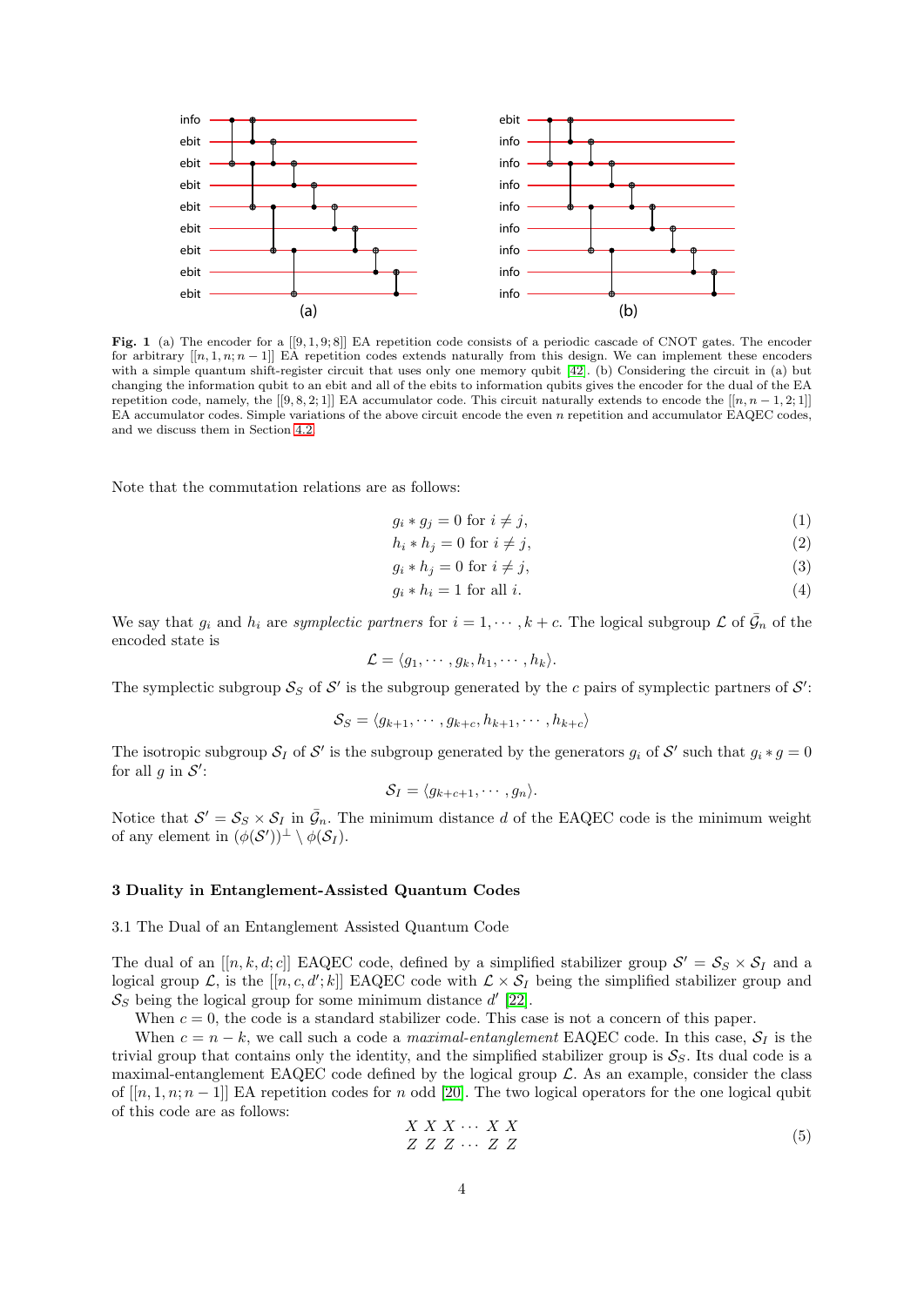**Fig. 1** (a) The encoder for a $[[9,1,9;8]]$ EA repetition code consists of a periodic cascade of CNOT gates. The encoder for arbitrary $[[n,1,n;n-1]]$ EA repetition codes extends naturally from this design. We can implement these encoders with a simple quantum shift-register circuit that uses only one memory qubit [42]. (b) Considering the circuit in (a) but changing the information qubit to an ebit and all of the ebits to information qubits gives the encoder for the dual of the EA repetition code, namely, the $[[9,8,2;1]]$ EA accumulator code. This circuit naturally extends to encode the $[[n,n-1,2;1]]$ EA accumulator codes. Simple variations of the above circuit encode the even $n$ repetition and accumulator EAQEC codes, and we discuss them in Section 4.2.

Note that the commutation relations are as follows:

$$g_i * g_j = 0 \text{ for } i \neq j, \tag{1}$$

$$h_i * h_j = 0 \text{ for } i \neq j, \tag{2}$$

$$g_i * h_j = 0 \text{ for } i \neq j, \tag{3}$$

$$g_i * h_i = 1 \text{ for all } i. \tag{4}$$

We say that $g_i$ and $h_i$ are *symplectic partners* for $i = 1, \cdots, k+c$. The logical subgroup $\mathcal{L}$ of $\bar{\mathcal{G}}_n$ of the encoded state is

$$\mathcal{L} = \langle g_1, \cdots, g_k, h_1, \cdots, h_k \rangle.$$

The symplectic subgroup $\mathcal{S}_S$ of $\mathcal{S}'$ is the subgroup generated by the $c$ pairs of symplectic partners of $\mathcal{S}'$:

$$\mathcal{S}_S = \langle g_{k+1}, \cdots, g_{k+c}, h_{k+1}, \cdots, h_{k+c} \rangle$$

The isotropic subgroup $\mathcal{S}_I$ of $\mathcal{S}'$ is the subgroup generated by the generators $g_i$ of $\mathcal{S}'$ such that $g_i * g = 0$ for all $g$ in $\mathcal{S}'$:

$$\mathcal{S}_I = \langle g_{k+c+1}, \cdots, g_n \rangle.$$

Notice that $\mathcal{S}' = \mathcal{S}_S \times \mathcal{S}_I$ in $\bar{\mathcal{G}}_n$. The minimum distance $d$ of the EAQEC code is the minimum weight of any element in $(\phi(\mathcal{S}'))^{\perp} \setminus \phi(\mathcal{S}_I)$.

## 3 Duality in Entanglement-Assisted Quantum Codes

### 3.1 The Dual of an Entanglement Assisted Quantum Code

The dual of an $[[n,k,d;c]]$ EAQEC code, defined by a simplified stabilizer group $\mathcal{S}' = \mathcal{S}_S \times \mathcal{S}_I$ and a logical group $\mathcal{L}$, is the $[[n,c,d';k]]$ EAQEC code with $\mathcal{L} \times \mathcal{S}_I$ being the simplified stabilizer group and $\mathcal{S}_S$ being the logical group for some minimum distance $d'$ [22].

When $c = 0$, the code is a standard stabilizer code. This case is not a concern of this paper.

When $c = n - k$, we call such a code a *maximal-entanglement* EAQEC code. In this case, $\mathcal{S}_I$ is the trivial group that contains only the identity, and the simplified stabilizer group is $\mathcal{S}_S$. Its dual code is a maximal-entanglement EAQEC code defined by the logical group $\mathcal{L}$. As an example, consider the class of $[[n,1,n;n-1]]$ EA repetition codes for $n$ odd [20]. The two logical operators for the one logical qubit of this code are as follows:

$$\begin{array}{c} X\ X\ X \cdots\ X\ X \\ Z\ Z\ Z \cdots\ Z\ Z \end{array} \tag{5}$$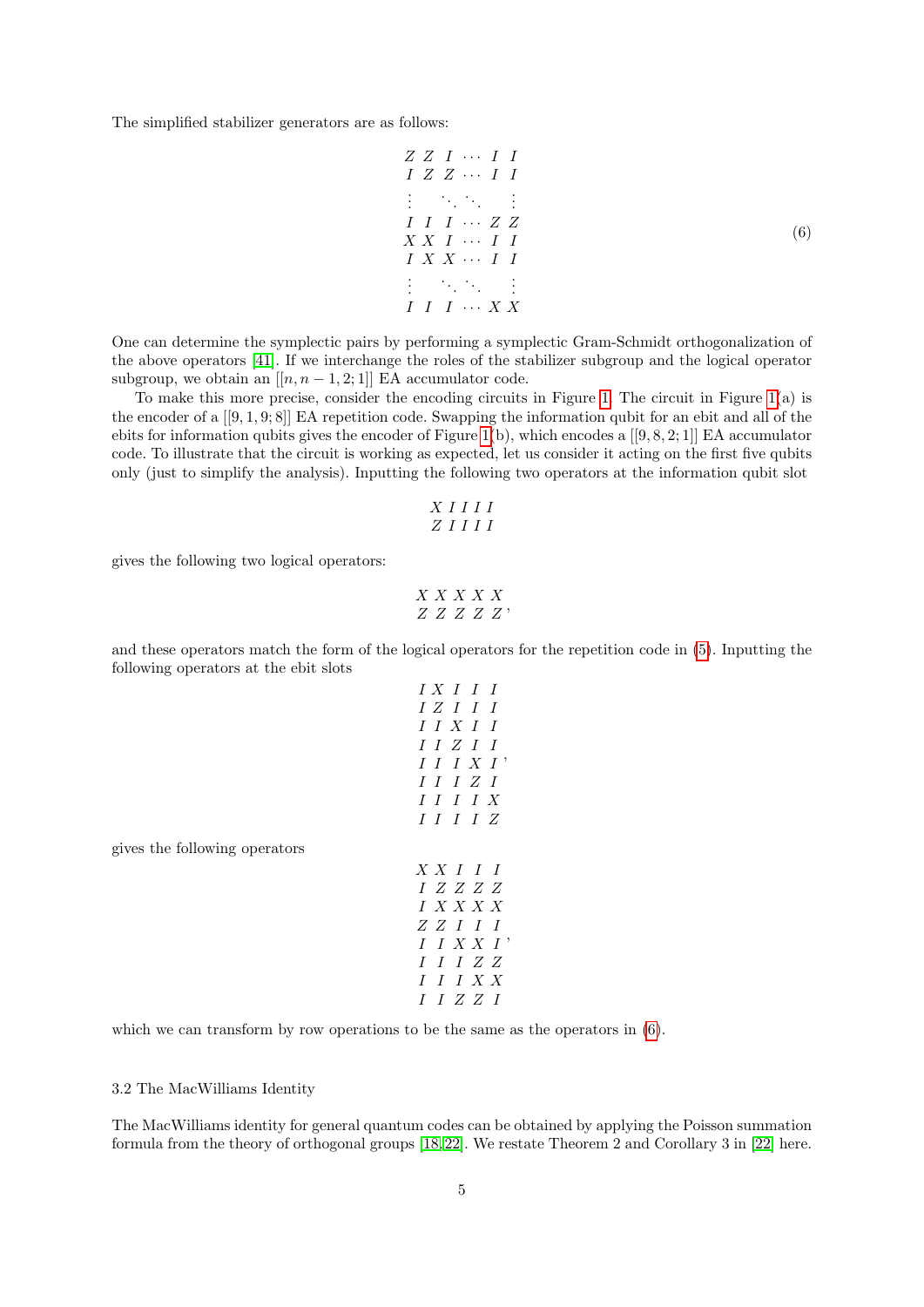The simplified stabilizer generators are as follows:

$$
\begin{array}{cccccc}
Z & Z & I & \cdots & I & I \\
I & Z & Z & \cdots & I & I \\
\vdots & & \ddots & \ddots & & \vdots \\
I & I & I & \cdots & Z & Z \\
X & X & I & \cdots & I & I \\
I & X & X & \cdots & I & I \\
\vdots & & \ddots & \ddots & & \vdots \\
I & I & I & \cdots & X & X
\end{array}
\tag{6}
$$

One can determine the symplectic pairs by performing a symplectic Gram-Schmidt orthogonalization of the above operators [41]. If we interchange the roles of the stabilizer subgroup and the logical operator subgroup, we obtain an $[[n, n-1, 2; 1]]$ EA accumulator code.

To make this more precise, consider the encoding circuits in Figure 1. The circuit in Figure 1(a) is the encoder of a $[[9, 1, 9; 8]]$ EA repetition code. Swapping the information qubit for an ebit and all of the ebits for information qubits gives the encoder of Figure 1(b), which encodes a $[[9, 8, 2; 1]]$ EA accumulator code. To illustrate that the circuit is working as expected, let us consider it acting on the first five qubits only (just to simplify the analysis). Inputting the following two operators at the information qubit slot

$$
\begin{array}{ccccc}
X & I & I & I & I \\
Z & I & I & I & I
\end{array}
$$

gives the following two logical operators:

$$
\begin{array}{ccccc}
X & X & X & X & X \\
Z & Z & Z & Z & Z
\end{array},
$$

and these operators match the form of the logical operators for the repetition code in (5). Inputting the following operators at the ebit slots

$$
\begin{array}{ccccc}
I & X & I & I & I \\
I & Z & I & I & I \\
I & I & X & I & I \\
I & I & Z & I & I \\
I & I & I & X & I \\
I & I & I & Z & I \\
I & I & I & I & X \\
I & I & I & I & Z
\end{array},
$$

gives the following operators

$$
\begin{array}{ccccc}
X & X & I & I & I \\
I & Z & Z & Z & Z \\
I & X & X & X & X \\
Z & Z & I & I & I \\
I & I & X & X & I \\
I & I & I & Z & Z \\
I & I & I & X & X \\
I & I & Z & Z & I
\end{array},
$$

which we can transform by row operations to be the same as the operators in (6).

### 3.2 The MacWilliams Identity

The MacWilliams identity for general quantum codes can be obtained by applying the Poisson summation formula from the theory of orthogonal groups [18,22]. We restate Theorem 2 and Corollary 3 in [22] here.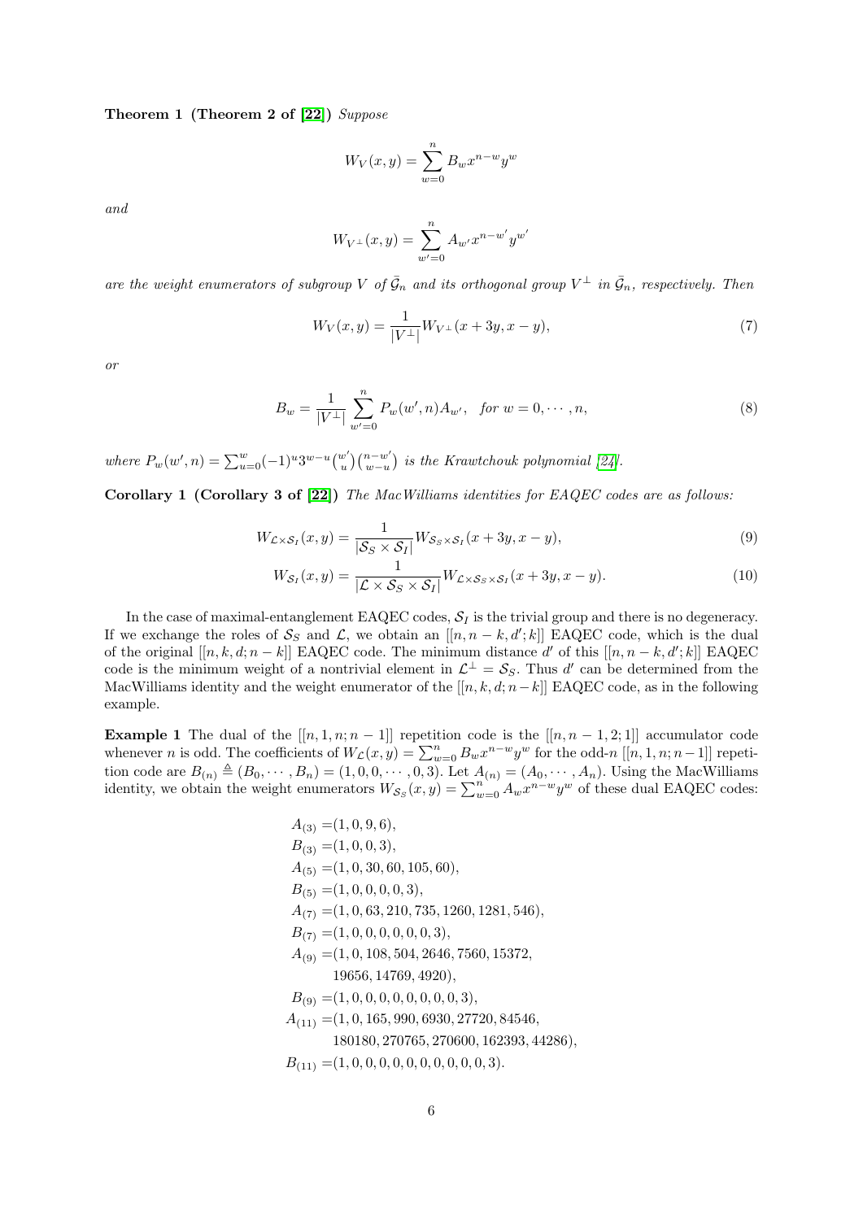**Theorem 1 (Theorem 2 of [22])** *Suppose*

$$W_V(x,y) = \sum_{w=0}^{n} B_w x^{n-w} y^w$$

*and*

$$W_{V^\perp}(x,y) = \sum_{w'=0}^{n} A_{w'} x^{n-w'} y^{w'}$$

*are the weight enumerators of subgroup $V$ of $\bar{\mathcal{G}}_n$ and its orthogonal group $V^\perp$ in $\bar{\mathcal{G}}_n$, respectively. Then*

$$W_V(x,y) = \frac{1}{|V^\perp|} W_{V^\perp}(x+3y, x-y), \tag{7}$$

*or*

$$B_w = \frac{1}{|V^\perp|} \sum_{w'=0}^{n} P_w(w',n) A_{w'}, \quad \text{for } w = 0, \cdots, n, \tag{8}$$

*where $P_w(w',n) = \sum_{u=0}^{w} (-1)^u 3^{w-u} \binom{w'}{u}\binom{n-w'}{w-u}$ is the Krawtchouk polynomial [24].*

**Corollary 1 (Corollary 3 of [22])** *The MacWilliams identities for EAQEC codes are as follows:*

$$W_{\mathcal{L}\times\mathcal{S}_I}(x,y) = \frac{1}{|\mathcal{S}_S \times \mathcal{S}_I|} W_{\mathcal{S}_S\times\mathcal{S}_I}(x+3y, x-y), \tag{9}$$

$$W_{\mathcal{S}_I}(x,y) = \frac{1}{|\mathcal{L}\times\mathcal{S}_S \times \mathcal{S}_I|} W_{\mathcal{L}\times\mathcal{S}_S\times\mathcal{S}_I}(x+3y, x-y). \tag{10}$$

In the case of maximal-entanglement EAQEC codes, $\mathcal{S}_I$ is the trivial group and there is no degeneracy. If we exchange the roles of $\mathcal{S}_S$ and $\mathcal{L}$, we obtain an $[[n, n-k, d'; k]]$ EAQEC code, which is the dual of the original $[[n, k, d; n-k]]$ EAQEC code. The minimum distance $d'$ of this $[[n, n-k, d'; k]]$ EAQEC code is the minimum weight of a nontrivial element in $\mathcal{L}^\perp = \mathcal{S}_S$. Thus $d'$ can be determined from the MacWilliams identity and the weight enumerator of the $[[n, k, d; n-k]]$ EAQEC code, as in the following example.

**Example 1** The dual of the $[[n, 1, n; n-1]]$ repetition code is the $[[n, n-1, 2; 1]]$ accumulator code whenever $n$ is odd. The coefficients of $W_{\mathcal{L}}(x,y) = \sum_{w=0}^{n} B_w x^{n-w} y^w$ for the odd-$n$ $[[n, 1, n; n-1]]$ repetition code are $B_{(n)} \triangleq (B_0, \cdots, B_n) = (1, 0, 0, \cdots, 0, 3)$. Let $A_{(n)} = (A_0, \cdots, A_n)$. Using the MacWilliams identity, we obtain the weight enumerators $W_{\mathcal{S}_S}(x,y) = \sum_{w=0}^{n} A_w x^{n-w} y^w$ of these dual EAQEC codes:

$$\begin{aligned}
A_{(3)} =& (1, 0, 9, 6),\\
B_{(3)} =& (1, 0, 0, 3),\\
A_{(5)} =& (1, 0, 30, 60, 105, 60),\\
B_{(5)} =& (1, 0, 0, 0, 0, 3),\\
A_{(7)} =& (1, 0, 63, 210, 735, 1260, 1281, 546),\\
B_{(7)} =& (1, 0, 0, 0, 0, 0, 0, 3),\\
A_{(9)} =& (1, 0, 108, 504, 2646, 7560, 15372,\\
& 19656, 14769, 4920),\\
B_{(9)} =& (1, 0, 0, 0, 0, 0, 0, 0, 0, 3),\\
A_{(11)} =& (1, 0, 165, 990, 6930, 27720, 84546,\\
& 180180, 270765, 270600, 162393, 44286),\\
B_{(11)} =& (1, 0, 0, 0, 0, 0, 0, 0, 0, 0, 0, 3).
\end{aligned}$$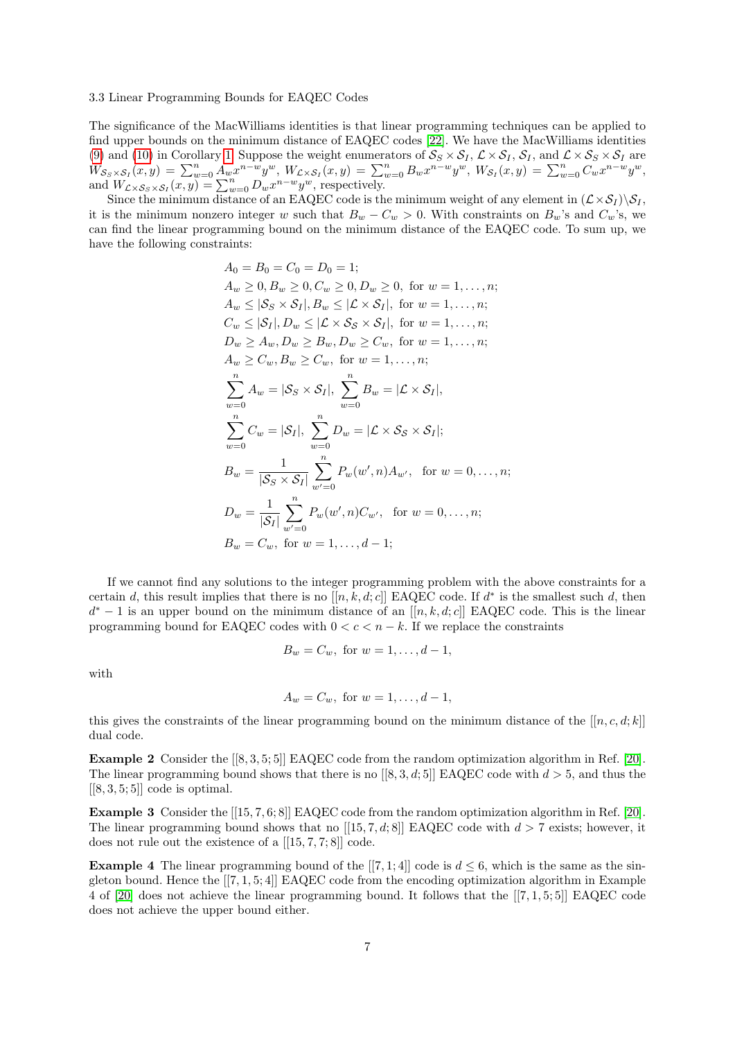### 3.3 Linear Programming Bounds for EAQEC Codes

The significance of the MacWilliams identities is that linear programming techniques can be applied to find upper bounds on the minimum distance of EAQEC codes [22]. We have the MacWilliams identities (9) and (10) in Corollary 1. Suppose the weight enumerators of $\mathcal{S}_S \times \mathcal{S}_I$, $\mathcal{L} \times \mathcal{S}_I$, $\mathcal{S}_I$, and $\mathcal{L} \times \mathcal{S}_S \times \mathcal{S}_I$ are $W_{\mathcal{S}_S \times \mathcal{S}_I}(x, y) = \sum_{w=0}^{n} A_w x^{n-w} y^w$, $W_{\mathcal{L} \times \mathcal{S}_I}(x, y) = \sum_{w=0}^{n} B_w x^{n-w} y^w$, $W_{\mathcal{S}_I}(x, y) = \sum_{w=0}^{n} C_w x^{n-w} y^w$, and $W_{\mathcal{L} \times \mathcal{S}_S \times \mathcal{S}_I}(x, y) = \sum_{w=0}^{n} D_w x^{n-w} y^w$, respectively.

Since the minimum distance of an EAQEC code is the minimum weight of any element in $(\mathcal{L} \times \mathcal{S}_I) \backslash \mathcal{S}_I$, it is the minimum nonzero integer $w$ such that $B_w - C_w > 0$. With constraints on $B_w$'s and $C_w$'s, we can find the linear programming bound on the minimum distance of the EAQEC code. To sum up, we have the following constraints:

$$
\begin{aligned}
& A_0 = B_0 = C_0 = D_0 = 1; \\
& A_w \geq 0, B_w \geq 0, C_w \geq 0, D_w \geq 0, \text{ for } w = 1, \dots, n; \\
& A_w \leq |\mathcal{S}_S \times \mathcal{S}_I|, B_w \leq |\mathcal{L} \times \mathcal{S}_I|, \text{ for } w = 1, \dots, n; \\
& C_w \leq |\mathcal{S}_I|, D_w \leq |\mathcal{L} \times \mathcal{S}_{\mathcal{S}} \times \mathcal{S}_I|, \text{ for } w = 1, \dots, n; \\
& D_w \geq A_w, D_w \geq B_w, D_w \geq C_w, \text{ for } w = 1, \dots, n; \\
& A_w \geq C_w, B_w \geq C_w, \text{ for } w = 1, \dots, n; \\
& \sum_{w=0}^{n} A_w = |\mathcal{S}_S \times \mathcal{S}_I|, \ \sum_{w=0}^{n} B_w = |\mathcal{L} \times \mathcal{S}_I|, \\
& \sum_{w=0}^{n} C_w = |\mathcal{S}_I|, \ \sum_{w=0}^{n} D_w = |\mathcal{L} \times \mathcal{S}_{\mathcal{S}} \times \mathcal{S}_I|; \\
& B_w = \frac{1}{|\mathcal{S}_S \times \mathcal{S}_I|} \sum_{w'=0}^{n} P_w(w', n) A_{w'}, \ \text{ for } w = 0, \dots, n; \\
& D_w = \frac{1}{|\mathcal{S}_I|} \sum_{w'=0}^{n} P_w(w', n) C_{w'}, \ \text{ for } w = 0, \dots, n; \\
& B_w = C_w, \text{ for } w = 1, \dots, d-1;
\end{aligned}
$$

If we cannot find any solutions to the integer programming problem with the above constraints for a certain $d$, this result implies that there is no $[[n, k, d; c]]$ EAQEC code. If $d^*$ is the smallest such $d$, then $d^* - 1$ is an upper bound on the minimum distance of an $[[n, k, d; c]]$ EAQEC code. This is the linear programming bound for EAQEC codes with $0 < c < n - k$. If we replace the constraints

$$
B_w = C_w, \text{ for } w = 1, \dots, d-1,
$$

with

$$
A_w = C_w, \text{ for } w = 1, \dots, d-1,
$$

this gives the constraints of the linear programming bound on the minimum distance of the $[[n, c, d; k]]$ dual code.

**Example 2** Consider the $[[8, 3, 5; 5]]$ EAQEC code from the random optimization algorithm in Ref. [20]. The linear programming bound shows that there is no $[[8, 3, d; 5]]$ EAQEC code with $d > 5$, and thus the $[[8, 3, 5; 5]]$ code is optimal.

**Example 3** Consider the $[[15, 7, 6; 8]]$ EAQEC code from the random optimization algorithm in Ref. [20]. The linear programming bound shows that no $[[15, 7, d; 8]]$ EAQEC code with $d > 7$ exists; however, it does not rule out the existence of a $[[15, 7, 7; 8]]$ code.

**Example 4** The linear programming bound of the $[[7, 1; 4]]$ code is $d \leq 6$, which is the same as the singleton bound. Hence the $[[7, 1, 5; 4]]$ EAQEC code from the encoding optimization algorithm in Example 4 of [20] does not achieve the linear programming bound. It follows that the $[[7, 1, 5; 5]]$ EAQEC code does not achieve the upper bound either.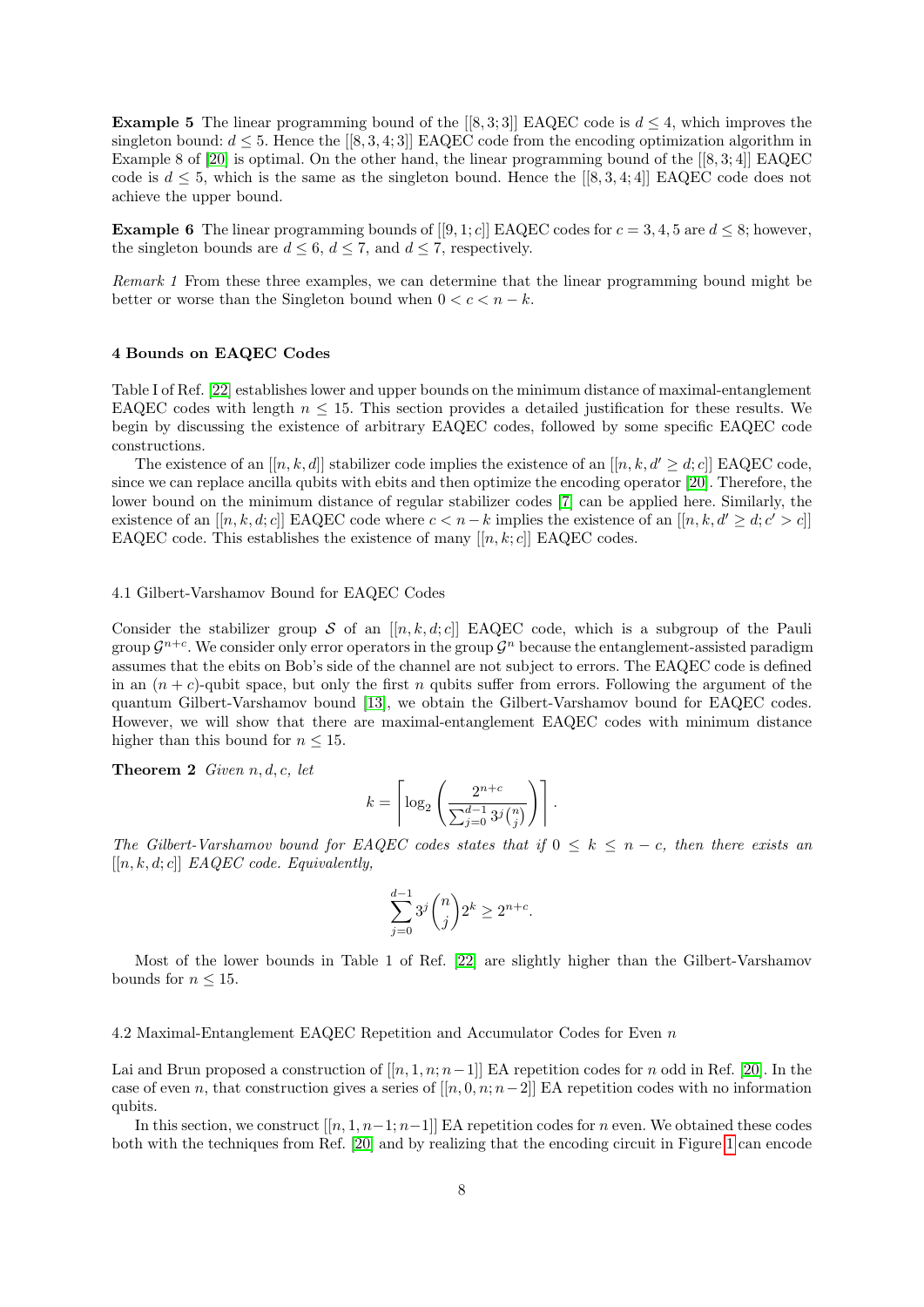**Example 5** The linear programming bound of the $[[8, 3; 3]]$ EAQEC code is $d \leq 4$, which improves the singleton bound: $d \leq 5$. Hence the $[[8, 3, 4; 3]]$ EAQEC code from the encoding optimization algorithm in Example 8 of [20] is optimal. On the other hand, the linear programming bound of the $[[8, 3; 4]]$ EAQEC code is $d \leq 5$, which is the same as the singleton bound. Hence the $[[8, 3, 4; 4]]$ EAQEC code does not achieve the upper bound.

**Example 6** The linear programming bounds of $[[9, 1; c]]$ EAQEC codes for $c = 3, 4, 5$ are $d \leq 8$; however, the singleton bounds are $d \leq 6$, $d \leq 7$, and $d \leq 7$, respectively.

*Remark 1* From these three examples, we can determine that the linear programming bound might be better or worse than the Singleton bound when $0 < c < n - k$.

## 4 Bounds on EAQEC Codes

Table I of Ref. [22] establishes lower and upper bounds on the minimum distance of maximal-entanglement EAQEC codes with length $n \leq 15$. This section provides a detailed justification for these results. We begin by discussing the existence of arbitrary EAQEC codes, followed by some specific EAQEC code constructions.

The existence of an $[[n, k, d]]$ stabilizer code implies the existence of an $[[n, k, d' \geq d; c]]$ EAQEC code, since we can replace ancilla qubits with ebits and then optimize the encoding operator [20]. Therefore, the lower bound on the minimum distance of regular stabilizer codes [7] can be applied here. Similarly, the existence of an $[[n, k, d; c]]$ EAQEC code where $c < n - k$ implies the existence of an $[[n, k, d' \geq d; c' > c]]$ EAQEC code. This establishes the existence of many $[[n, k; c]]$ EAQEC codes.

### 4.1 Gilbert-Varshamov Bound for EAQEC Codes

Consider the stabilizer group $\mathcal{S}$ of an $[[n, k, d; c]]$ EAQEC code, which is a subgroup of the Pauli group $\mathcal{G}^{n+c}$. We consider only error operators in the group $\mathcal{G}^n$ because the entanglement-assisted paradigm assumes that the ebits on Bob's side of the channel are not subject to errors. The EAQEC code is defined in an $(n + c)$-qubit space, but only the first $n$ qubits suffer from errors. Following the argument of the quantum Gilbert-Varshamov bound [13], we obtain the Gilbert-Varshamov bound for EAQEC codes. However, we will show that there are maximal-entanglement EAQEC codes with minimum distance higher than this bound for $n \leq 15$.

**Theorem 2** *Given $n, d, c$, let*

$$k = \left\lceil \log_2 \left( \frac{2^{n+c}}{\sum_{j=0}^{d-1} 3^j \binom{n}{j}} \right) \right\rceil .$$

*The Gilbert-Varshamov bound for EAQEC codes states that if $0 \leq k \leq n - c$, then there exists an $[[n, k, d; c]]$ EAQEC code. Equivalently,*

$$\sum_{j=0}^{d-1} 3^j \binom{n}{j} 2^k \geq 2^{n+c}.$$

Most of the lower bounds in Table 1 of Ref. [22] are slightly higher than the Gilbert-Varshamov bounds for $n \leq 15$.

### 4.2 Maximal-Entanglement EAQEC Repetition and Accumulator Codes for Even $n$

Lai and Brun proposed a construction of $[[n, 1, n; n-1]]$ EA repetition codes for $n$ odd in Ref. [20]. In the case of even $n$, that construction gives a series of $[[n, 0, n; n-2]]$ EA repetition codes with no information qubits.

In this section, we construct $[[n, 1, n-1; n-1]]$ EA repetition codes for $n$ even. We obtained these codes both with the techniques from Ref. [20] and by realizing that the encoding circuit in Figure 1 can encode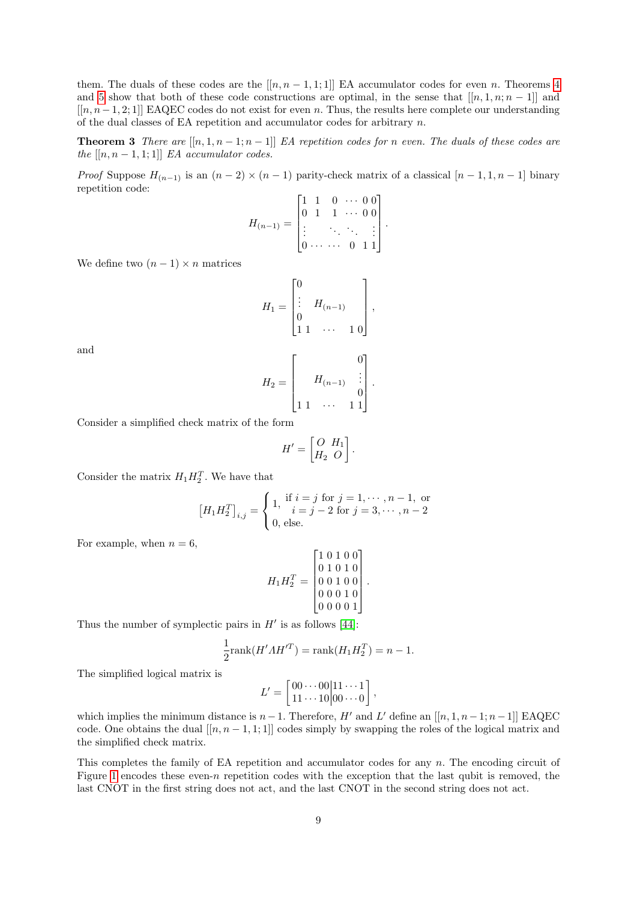them. The duals of these codes are the $[[n, n-1, 1; 1]]$ EA accumulator codes for even $n$. Theorems 4 and 5 show that both of these code constructions are optimal, in the sense that $[[n, 1, n; n-1]]$ and $[[n, n-1, 2; 1]]$ EAQEC codes do not exist for even $n$. Thus, the results here complete our understanding of the dual classes of EA repetition and accumulator codes for arbitrary $n$.

**Theorem 3** *There are $[[n, 1, n-1; n-1]]$ EA repetition codes for $n$ even. The duals of these codes are the $[[n, n-1, 1; 1]]$ EA accumulator codes.*

*Proof* Suppose $H_{(n-1)}$ is an $(n-2) \times (n-1)$ parity-check matrix of a classical $[n-1, 1, n-1]$ binary repetition code:

$$H_{(n-1)} = \begin{bmatrix} 1 & 1 & 0 & \cdots & 0 & 0 \\ 0 & 1 & 1 & \cdots & 0 & 0 \\ \vdots & & \ddots & \ddots & & \vdots \\ 0 & \cdots & \cdots & 0 & 1 & 1 \end{bmatrix}.$$

We define two $(n-1) \times n$ matrices

$$H_1 = \begin{bmatrix} 0 & & & \\ \vdots & H_{(n-1)} & & \\ 0 & & & \\ 1\,1 & \cdots & 1 & 0 \end{bmatrix},$$

and

$$H_2 = \begin{bmatrix} & & & 0 \\ & H_{(n-1)} & & \vdots \\ & & & 0 \\ 1\,1 & \cdots & 1 & 1 \end{bmatrix}.$$

Consider a simplified check matrix of the form

$$H' = \begin{bmatrix} O & H_1 \\ H_2 & O \end{bmatrix}.$$

Consider the matrix $H_1 H_2^T$. We have that

$$\left[H_1 H_2^T\right]_{i,j} = \begin{cases} 1, & \text{if } i = j \text{ for } j = 1, \cdots, n-1, \text{ or} \\ & \quad i = j-2 \text{ for } j = 3, \cdots, n-2 \\ 0, & \text{else.} \end{cases}$$

For example, when $n = 6$,

$$H_1 H_2^T = \begin{bmatrix} 1 & 0 & 1 & 0 & 0 \\ 0 & 1 & 0 & 1 & 0 \\ 0 & 0 & 1 & 0 & 0 \\ 0 & 0 & 0 & 1 & 0 \\ 0 & 0 & 0 & 0 & 1 \end{bmatrix}.$$

Thus the number of symplectic pairs in $H'$ is as follows [44]:

$$\frac{1}{2}\text{rank}(H' \Lambda H'^T) = \text{rank}(H_1 H_2^T) = n-1.$$

The simplified logical matrix is

$$L' = \left[\begin{array}{c|c} 00\cdots00 & 11\cdots1 \\ 11\cdots10 & 00\cdots0 \end{array}\right],$$

which implies the minimum distance is $n-1$. Therefore, $H'$ and $L'$ define an $[[n, 1, n-1; n-1]]$ EAQEC code. One obtains the dual $[[n, n-1, 1; 1]]$ codes simply by swapping the roles of the logical matrix and the simplified check matrix.

This completes the family of EA repetition and accumulator codes for any $n$. The encoding circuit of Figure 1 encodes these even-$n$ repetition codes with the exception that the last qubit is removed, the last CNOT in the first string does not act, and the last CNOT in the second string does not act.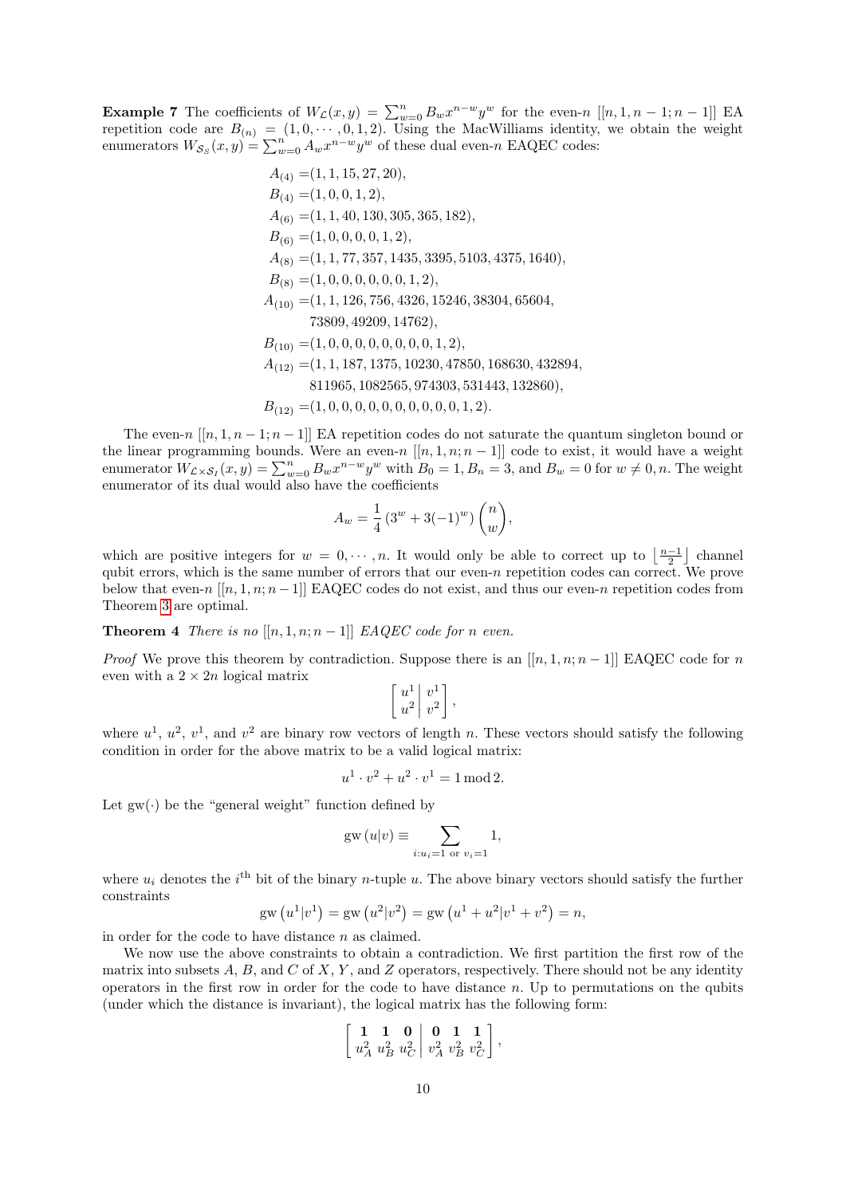**Example 7** The coefficients of $W_{\mathcal{L}}(x,y) = \sum_{w=0}^{n} B_w x^{n-w} y^w$ for the even-$n$ $[[n, 1, n-1; n-1]]$ EA repetition code are $B_{(n)} = (1, 0, \cdots, 0, 1, 2)$. Using the MacWilliams identity, we obtain the weight enumerators $W_{\mathcal{S}_S}(x,y) = \sum_{w=0}^{n} A_w x^{n-w} y^w$ of these dual even-$n$ EAQEC codes:

$$
\begin{aligned}
A_{(4)} =& (1, 1, 15, 27, 20), \\
B_{(4)} =& (1, 0, 0, 1, 2), \\
A_{(6)} =& (1, 1, 40, 130, 305, 365, 182), \\
B_{(6)} =& (1, 0, 0, 0, 0, 1, 2), \\
A_{(8)} =& (1, 1, 77, 357, 1435, 3395, 5103, 4375, 1640), \\
B_{(8)} =& (1, 0, 0, 0, 0, 0, 0, 1, 2), \\
A_{(10)} =& (1, 1, 126, 756, 4326, 15246, 38304, 65604, \\
& 73809, 49209, 14762), \\
B_{(10)} =& (1, 0, 0, 0, 0, 0, 0, 0, 0, 1, 2), \\
A_{(12)} =& (1, 1, 187, 1375, 10230, 47850, 168630, 432894, \\
& 811965, 1082565, 974303, 531443, 132860), \\
B_{(12)} =& (1, 0, 0, 0, 0, 0, 0, 0, 0, 0, 0, 1, 2).
\end{aligned}
$$

The even-$n$ $[[n, 1, n-1; n-1]]$ EA repetition codes do not saturate the quantum singleton bound or the linear programming bounds. Were an even-$n$ $[[n, 1, n; n-1]]$ code to exist, it would have a weight enumerator $W_{\mathcal{L}\times\mathcal{S}_I}(x,y) = \sum_{w=0}^{n} B_w x^{n-w} y^w$ with $B_0 = 1$, $B_n = 3$, and $B_w = 0$ for $w \neq 0, n$. The weight enumerator of its dual would also have the coefficients

$$
A_w = \frac{1}{4}\left(3^w + 3(-1)^w\right)\binom{n}{w},
$$

which are positive integers for $w = 0, \cdots, n$. It would only be able to correct up to $\left\lfloor \frac{n-1}{2} \right\rfloor$ channel qubit errors, which is the same number of errors that our even-$n$ repetition codes can correct. We prove below that even-$n$ $[[n, 1, n; n-1]]$ EAQEC codes do not exist, and thus our even-$n$ repetition codes from Theorem 3 are optimal.

**Theorem 4** *There is no $[[n, 1, n; n-1]]$ EAQEC code for $n$ even.*

*Proof* We prove this theorem by contradiction. Suppose there is an $[[n, 1, n; n-1]]$ EAQEC code for $n$ even with a $2 \times 2n$ logical matrix

$$
\left[\begin{array}{c|c} u^1 & v^1 \\ u^2 & v^2 \end{array}\right],
$$

where $u^1$, $u^2$, $v^1$, and $v^2$ are binary row vectors of length $n$. These vectors should satisfy the following condition in order for the above matrix to be a valid logical matrix:

$$
u^1 \cdot v^2 + u^2 \cdot v^1 = 1 \bmod 2.
$$

Let $\mathrm{gw}(\cdot)$ be the "general weight" function defined by

$$
\mathrm{gw}\left(u|v\right) \equiv \sum_{i: u_i = 1 \text{ or } v_i = 1} 1,
$$

where $u_i$ denotes the $i^{\text{th}}$ bit of the binary $n$-tuple $u$. The above binary vectors should satisfy the further constraints

$$
\mathrm{gw}\left(u^1|v^1\right) = \mathrm{gw}\left(u^2|v^2\right) = \mathrm{gw}\left(u^1 + u^2|v^1 + v^2\right) = n,
$$

in order for the code to have distance $n$ as claimed.

We now use the above constraints to obtain a contradiction. We first partition the first row of the matrix into subsets $A$, $B$, and $C$ of $X$, $Y$, and $Z$ operators, respectively. There should not be any identity operators in the first row in order for the code to have distance $n$. Up to permutations on the qubits (under which the distance is invariant), the logical matrix has the following form:

$$
\left[\begin{array}{ccc|ccc} \mathbf{1} & \mathbf{1} & \mathbf{0} & \mathbf{0} & \mathbf{1} & \mathbf{1} \\ u_A^2 & u_B^2 & u_C^2 & v_A^2 & v_B^2 & v_C^2 \end{array}\right],
$$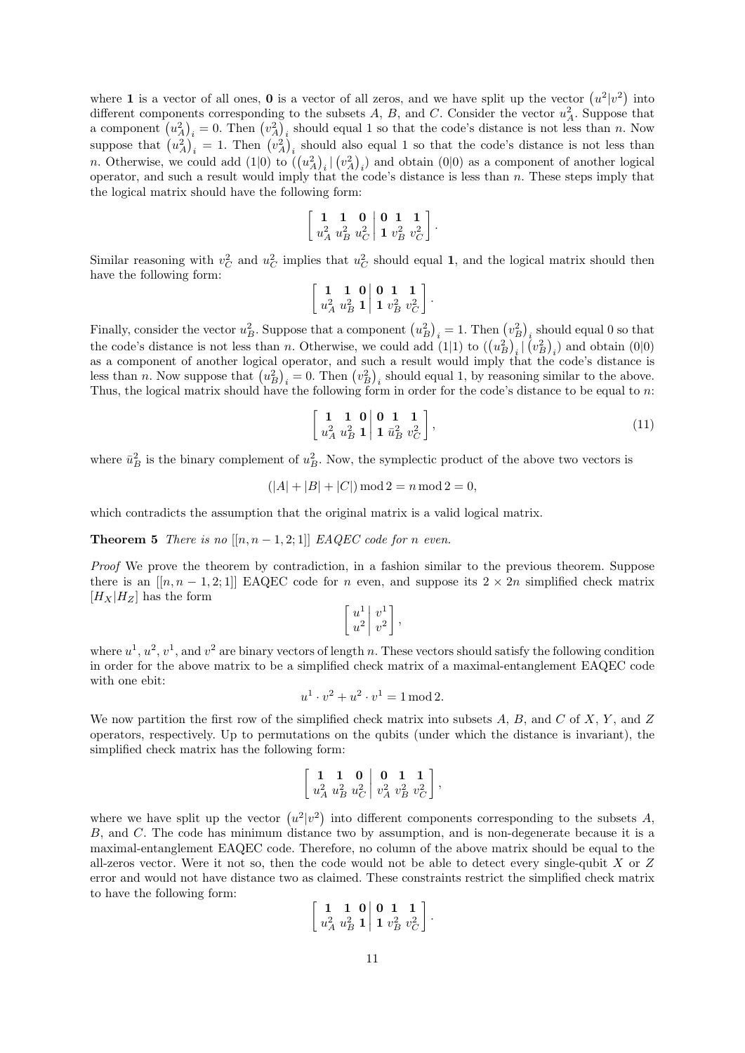where $\mathbf{1}$ is a vector of all ones, $\mathbf{0}$ is a vector of all zeros, and we have split up the vector $\left(u^2|v^2\right)$ into different components corresponding to the subsets $A$, $B$, and $C$. Consider the vector $u_A^2$. Suppose that a component $\left(u_A^2\right)_i = 0$. Then $\left(v_A^2\right)_i$ should equal 1 so that the code's distance is not less than $n$. Now suppose that $\left(u_A^2\right)_i = 1$. Then $\left(v_A^2\right)_i$ should also equal 1 so that the code's distance is not less than $n$. Otherwise, we could add $(1|0)$ to $(\left(u_A^2\right)_i \,|\, \left(v_A^2\right)_i)$ and obtain $(0|0)$ as a component of another logical operator, and such a result would imply that the code's distance is less than $n$. These steps imply that the logical matrix should have the following form:

$$
\left[\begin{array}{ccc|ccc} \mathbf{1} & \mathbf{1} & \mathbf{0} & \mathbf{0} & \mathbf{1} & \mathbf{1} \\ u_A^2 & u_B^2 & u_C^2 & \mathbf{1} & v_B^2 & v_C^2 \end{array}\right].
$$

Similar reasoning with $v_C^2$ and $u_C^2$ implies that $u_C^2$ should equal $\mathbf{1}$, and the logical matrix should then have the following form:

$$
\left[\begin{array}{ccc|ccc} \mathbf{1} & \mathbf{1} & \mathbf{0} & \mathbf{0} & \mathbf{1} & \mathbf{1} \\ u_A^2 & u_B^2 & \mathbf{1} & \mathbf{1} & v_B^2 & v_C^2 \end{array}\right].
$$

Finally, consider the vector $u_B^2$. Suppose that a component $\left(u_B^2\right)_i = 1$. Then $\left(v_B^2\right)_i$ should equal 0 so that the code's distance is not less than $n$. Otherwise, we could add $(1|1)$ to $(\left(u_B^2\right)_i \,|\, \left(v_B^2\right)_i)$ and obtain $(0|0)$ as a component of another logical operator, and such a result would imply that the code's distance is less than $n$. Now suppose that $\left(u_B^2\right)_i = 0$. Then $\left(v_B^2\right)_i$ should equal 1, by reasoning similar to the above. Thus, the logical matrix should have the following form in order for the code's distance to be equal to $n$:

$$
\left[\begin{array}{ccc|ccc} \mathbf{1} & \mathbf{1} & \mathbf{0} & \mathbf{0} & \mathbf{1} & \mathbf{1} \\ u_A^2 & u_B^2 & \mathbf{1} & \mathbf{1} & \bar{u}_B^2 & v_C^2 \end{array}\right], \tag{11}
$$

where $\bar{u}_B^2$ is the binary complement of $u_B^2$. Now, the symplectic product of the above two vectors is

$$
(|A| + |B| + |C|) \bmod 2 = n \bmod 2 = 0,
$$

which contradicts the assumption that the original matrix is a valid logical matrix.

**Theorem 5** *There is no $[[n, n-1, 2; 1]]$ EAQEC code for $n$ even.*

*Proof* We prove the theorem by contradiction, in a fashion similar to the previous theorem. Suppose there is an $[[n, n-1, 2; 1]]$ EAQEC code for $n$ even, and suppose its $2 \times 2n$ simplified check matrix $[H_X|H_Z]$ has the form

$$
\left[\begin{array}{c|c} u^1 & v^1 \\ u^2 & v^2 \end{array}\right],
$$

where $u^1$, $u^2$, $v^1$, and $v^2$ are binary vectors of length $n$. These vectors should satisfy the following condition in order for the above matrix to be a simplified check matrix of a maximal-entanglement EAQEC code with one ebit:

$$
u^1 \cdot v^2 + u^2 \cdot v^1 = 1 \bmod 2.
$$

We now partition the first row of the simplified check matrix into subsets $A$, $B$, and $C$ of $X$, $Y$, and $Z$ operators, respectively. Up to permutations on the qubits (under which the distance is invariant), the simplified check matrix has the following form:

$$
\left[\begin{array}{ccc|ccc} \mathbf{1} & \mathbf{1} & \mathbf{0} & \mathbf{0} & \mathbf{1} & \mathbf{1} \\ u_A^2 & u_B^2 & u_C^2 & v_A^2 & v_B^2 & v_C^2 \end{array}\right],
$$

where we have split up the vector $\left(u^2|v^2\right)$ into different components corresponding to the subsets $A$, $B$, and $C$. The code has minimum distance two by assumption, and is non-degenerate because it is a maximal-entanglement EAQEC code. Therefore, no column of the above matrix should be equal to the all-zeros vector. Were it not so, then the code would not be able to detect every single-qubit $X$ or $Z$ error and would not have distance two as claimed. These constraints restrict the simplified check matrix to have the following form:

$$
\left[\begin{array}{ccc|ccc} \mathbf{1} & \mathbf{1} & \mathbf{0} & \mathbf{0} & \mathbf{1} & \mathbf{1} \\ u_A^2 & u_B^2 & \mathbf{1} & \mathbf{1} & v_B^2 & v_C^2 \end{array}\right].
$$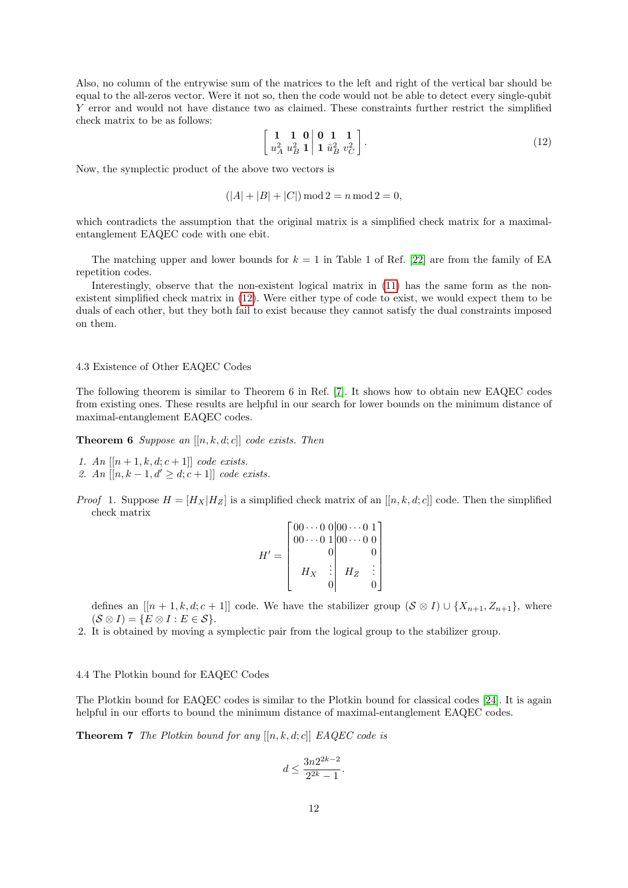Also, no column of the entrywise sum of the matrices to the left and right of the vertical bar should be equal to the all-zeros vector. Were it not so, then the code would not be able to detect every single-qubit $Y$ error and would not have distance two as claimed. These constraints further restrict the simplified check matrix to be as follows:

$$\left[\begin{array}{ccc|ccc} \mathbf{1} & \mathbf{1} & \mathbf{0} & \mathbf{0} & \mathbf{1} & \mathbf{1} \\ u_A^2 & u_B^2 & \mathbf{1} & \mathbf{1} & \bar{u}_B^2 & v_C^2 \end{array}\right]. \tag{12}$$

Now, the symplectic product of the above two vectors is

$$(|A| + |B| + |C|) \bmod 2 = n \bmod 2 = 0,$$

which contradicts the assumption that the original matrix is a simplified check matrix for a maximal-entanglement EAQEC code with one ebit.

The matching upper and lower bounds for $k = 1$ in Table 1 of Ref. [22] are from the family of EA repetition codes.

Interestingly, observe that the non-existent logical matrix in (11) has the same form as the non-existent simplified check matrix in (12). Were either type of code to exist, we would expect them to be duals of each other, but they both fail to exist because they cannot satisfy the dual constraints imposed on them.

### 4.3 Existence of Other EAQEC Codes

The following theorem is similar to Theorem 6 in Ref. [7]. It shows how to obtain new EAQEC codes from existing ones. These results are helpful in our search for lower bounds on the minimum distance of maximal-entanglement EAQEC codes.

**Theorem 6** *Suppose an $[[n, k, d; c]]$ code exists. Then*

1. *An $[[n + 1, k, d; c + 1]]$ code exists.*
2. *An $[[n, k - 1, d' \geq d; c + 1]]$ code exists.*

*Proof* 1. Suppose $H = [H_X|H_Z]$ is a simplified check matrix of an $[[n, k, d; c]]$ code. Then the simplified check matrix

$$H' = \left[\begin{array}{cc|cc} 00\cdots0 & 0 & 00\cdots0 & 1 \\ 00\cdots0 & 1 & 00\cdots0 & 0 \\ & 0 & & 0 \\ H_X & \vdots & H_Z & \vdots \\ & 0 & & 0 \end{array}\right]$$

defines an $[[n + 1, k, d; c + 1]]$ code. We have the stabilizer group $(\mathcal{S} \otimes I) \cup \{X_{n+1}, Z_{n+1}\}$, where $(\mathcal{S} \otimes I) = \{E \otimes I : E \in \mathcal{S}\}$.

2. It is obtained by moving a symplectic pair from the logical group to the stabilizer group.

### 4.4 The Plotkin bound for EAQEC Codes

The Plotkin bound for EAQEC codes is similar to the Plotkin bound for classical codes [24]. It is again helpful in our efforts to bound the minimum distance of maximal-entanglement EAQEC codes.

**Theorem 7** *The Plotkin bound for any $[[n, k, d; c]]$ EAQEC code is*

$$d \leq \frac{3n2^{2k-2}}{2^{2k} - 1}.$$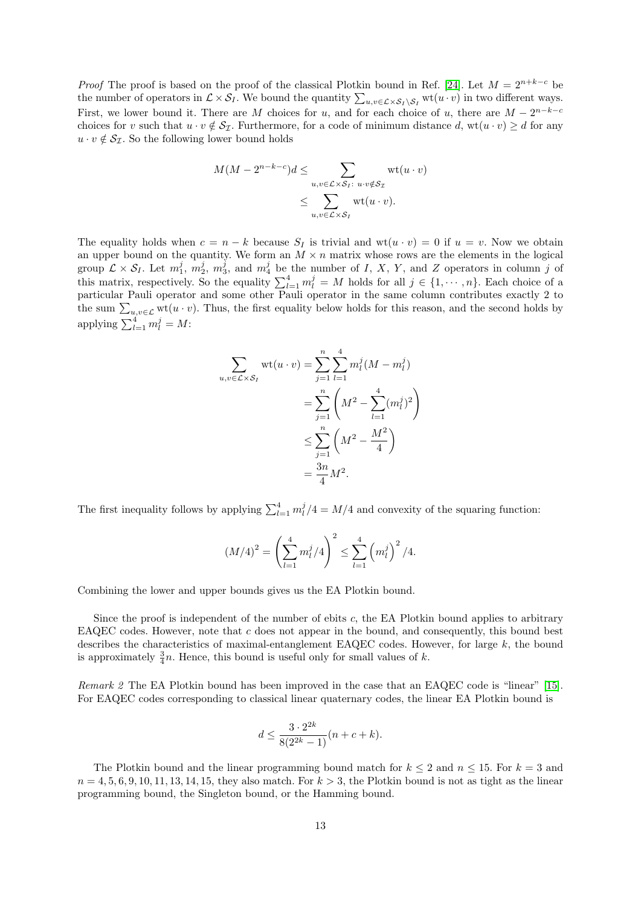*Proof* The proof is based on the proof of the classical Plotkin bound in Ref. [24]. Let $M = 2^{n+k-c}$ be the number of operators in $\mathcal{L} \times \mathcal{S}_I$. We bound the quantity $\sum_{u,v \in \mathcal{L} \times \mathcal{S}_I \setminus \mathcal{S}_I} \mathrm{wt}(u \cdot v)$ in two different ways. First, we lower bound it. There are $M$ choices for $u$, and for each choice of $u$, there are $M - 2^{n-k-c}$ choices for $v$ such that $u \cdot v \notin \mathcal{S}_\mathcal{I}$. Furthermore, for a code of minimum distance $d$, $\mathrm{wt}(u \cdot v) \geq d$ for any $u \cdot v \notin \mathcal{S}_\mathcal{I}$. So the following lower bound holds

$$
\begin{aligned}
M(M - 2^{n-k-c})d &\leq \sum_{u,v \in \mathcal{L} \times \mathcal{S}_I :\ u \cdot v \notin \mathcal{S}_\mathcal{I}} \mathrm{wt}(u \cdot v) \\
&\leq \sum_{u,v \in \mathcal{L} \times \mathcal{S}_I} \mathrm{wt}(u \cdot v).
\end{aligned}
$$

The equality holds when $c = n - k$ because $S_I$ is trivial and $\mathrm{wt}(u \cdot v) = 0$ if $u = v$. Now we obtain an upper bound on the quantity. We form an $M \times n$ matrix whose rows are the elements in the logical group $\mathcal{L} \times \mathcal{S}_I$. Let $m_1^j$, $m_2^j$, $m_3^j$, and $m_4^j$ be the number of $I$, $X$, $Y$, and $Z$ operators in column $j$ of this matrix, respectively. So the equality $\sum_{l=1}^4 m_l^j = M$ holds for all $j \in \{1, \cdots, n\}$. Each choice of a particular Pauli operator and some other Pauli operator in the same column contributes exactly 2 to the sum $\sum_{u,v \in \mathcal{L}} \mathrm{wt}(u \cdot v)$. Thus, the first equality below holds for this reason, and the second holds by applying $\sum_{l=1}^4 m_l^j = M$:

$$
\begin{aligned}
\sum_{u,v \in \mathcal{L} \times \mathcal{S}_I} \mathrm{wt}(u \cdot v) &= \sum_{j=1}^{n} \sum_{l=1}^{4} m_l^j (M - m_l^j) \\
&= \sum_{j=1}^{n} \left( M^2 - \sum_{l=1}^{4} (m_l^j)^2 \right) \\
&\leq \sum_{j=1}^{n} \left( M^2 - \frac{M^2}{4} \right) \\
&= \frac{3n}{4} M^2.
\end{aligned}
$$

The first inequality follows by applying $\sum_{l=1}^4 m_l^j / 4 = M/4$ and convexity of the squaring function:

$$
(M/4)^2 = \left( \sum_{l=1}^{4} m_l^j / 4 \right)^2 \leq \sum_{l=1}^{4} \left( m_l^j \right)^2 / 4.
$$

Combining the lower and upper bounds gives us the EA Plotkin bound.

Since the proof is independent of the number of ebits $c$, the EA Plotkin bound applies to arbitrary EAQEC codes. However, note that $c$ does not appear in the bound, and consequently, this bound best describes the characteristics of maximal-entanglement EAQEC codes. However, for large $k$, the bound is approximately $\frac{3}{4}n$. Hence, this bound is useful only for small values of $k$.

*Remark 2* The EA Plotkin bound has been improved in the case that an EAQEC code is "linear" [15]. For EAQEC codes corresponding to classical linear quaternary codes, the linear EA Plotkin bound is

$$
d \leq \frac{3 \cdot 2^{2k}}{8(2^{2k} - 1)} (n + c + k).
$$

The Plotkin bound and the linear programming bound match for $k \leq 2$ and $n \leq 15$. For $k = 3$ and $n = 4, 5, 6, 9, 10, 11, 13, 14, 15$, they also match. For $k > 3$, the Plotkin bound is not as tight as the linear programming bound, the Singleton bound, or the Hamming bound.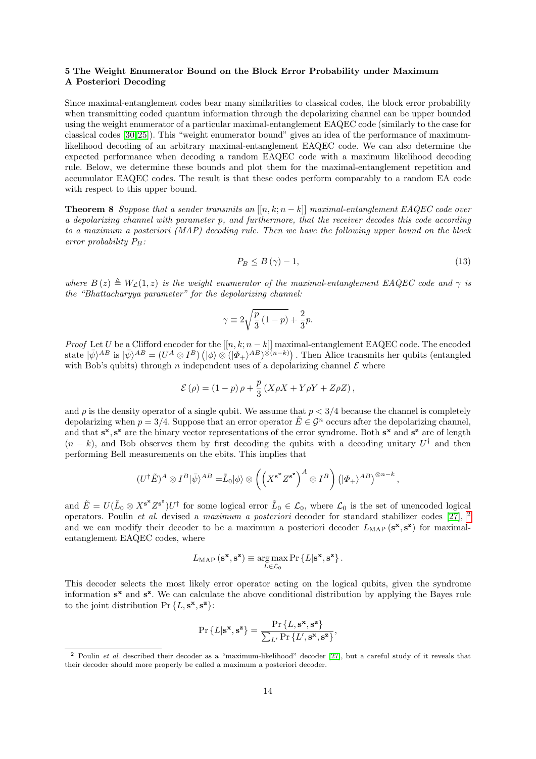## 5 The Weight Enumerator Bound on the Block Error Probability under Maximum A Posteriori Decoding

Since maximal-entanglement codes bear many similarities to classical codes, the block error probability when transmitting coded quantum information through the depolarizing channel can be upper bounded using the weight enumerator of a particular maximal-entanglement EAQEC code (similarly to the case for classical codes [30,25]). This "weight enumerator bound" gives an idea of the performance of maximum-likelihood decoding of an arbitrary maximal-entanglement EAQEC code. We can also determine the expected performance when decoding a random EAQEC code with a maximum likelihood decoding rule. Below, we determine these bounds and plot them for the maximal-entanglement repetition and accumulator EAQEC codes. The result is that these codes perform comparably to a random EA code with respect to this upper bound.

**Theorem 8** *Suppose that a sender transmits an $[[n, k; n-k]]$ maximal-entanglement EAQEC code over a depolarizing channel with parameter $p$, and furthermore, that the receiver decodes this code according to a maximum a posteriori (MAP) decoding rule. Then we have the following upper bound on the block error probability $P_B$:*

$$P_B \leq B(\gamma) - 1, \tag{13}$$

*where $B(z) \triangleq W_{\mathcal{L}}(1, z)$ is the weight enumerator of the maximal-entanglement EAQEC code and $\gamma$ is the "Bhattacharyya parameter" for the depolarizing channel:*

$$\gamma \equiv 2\sqrt{\frac{p}{3}(1-p)} + \frac{2}{3}p.$$

*Proof* Let $U$ be a Clifford encoder for the $[[n, k; n-k]]$ maximal-entanglement EAQEC code. The encoded state $|\bar{\psi}\rangle^{AB}$ is $|\bar{\psi}\rangle^{AB} = (U^A \otimes I^B)\left(|\phi\rangle \otimes (|\Phi_+\rangle^{AB})^{\otimes(n-k)}\right)$. Then Alice transmits her qubits (entangled with Bob's qubits) through $n$ independent uses of a depolarizing channel $\mathcal{E}$ where

$$\mathcal{E}(\rho) = (1-p)\,\rho + \frac{p}{3}(X\rho X + Y\rho Y + Z\rho Z),$$

and $\rho$ is the density operator of a single qubit. We assume that $p < 3/4$ because the channel is completely depolarizing when $p = 3/4$. Suppose that an error operator $\tilde{E} \in \mathcal{G}^n$ occurs after the depolarizing channel, and that $\mathbf{s^x}, \mathbf{s^z}$ are the binary vector representations of the error syndrome. Both $\mathbf{s^x}$ and $\mathbf{s^z}$ are of length $(n-k)$, and Bob observes them by first decoding the qubits with a decoding unitary $U^\dagger$ and then performing Bell measurements on the ebits. This implies that

$$(U^\dagger \tilde{E})^A \otimes I^B |\bar{\psi}\rangle^{AB} = \tilde{L}_0|\phi\rangle \otimes \left(\left(X^{\mathbf{s^x}} Z^{\mathbf{s^z}}\right)^A \otimes I^B\right)\left(|\Phi_+\rangle^{AB}\right)^{\otimes n-k},$$

and $\tilde{E} = U(\tilde{L}_0 \otimes X^{\mathbf{s^x}} Z^{\mathbf{s^z}})U^\dagger$ for some logical error $\tilde{L}_0 \in \mathcal{L}_0$, where $\mathcal{L}_0$ is the set of unencoded logical operators. Poulin *et al*. devised a *maximum a posteriori* decoder for standard stabilizer codes [27], [2] and we can modify their decoder to be a maximum a posteriori decoder $L_{\text{MAP}}(\mathbf{s^x}, \mathbf{s^z})$ for maximal-entanglement EAQEC codes, where

$$L_{\text{MAP}}(\mathbf{s^x}, \mathbf{s^z}) \equiv \underset{L \in \mathcal{L}_0}{\arg\max} \Pr\{L|\mathbf{s^x}, \mathbf{s^z}\}.$$

This decoder selects the most likely error operator acting on the logical qubits, given the syndrome information $\mathbf{s^x}$ and $\mathbf{s^z}$. We can calculate the above conditional distribution by applying the Bayes rule to the joint distribution $\Pr\{L, \mathbf{s^x}, \mathbf{s^z}\}$:

$$\Pr\{L|\mathbf{s^x}, \mathbf{s^z}\} = \frac{\Pr\{L, \mathbf{s^x}, \mathbf{s^z}\}}{\sum_{L'} \Pr\{L', \mathbf{s^x}, \mathbf{s^z}\}},$$

[2] Poulin *et al*. described their decoder as a "maximum-likelihood" decoder [27], but a careful study of it reveals that their decoder should more properly be called a maximum a posteriori decoder.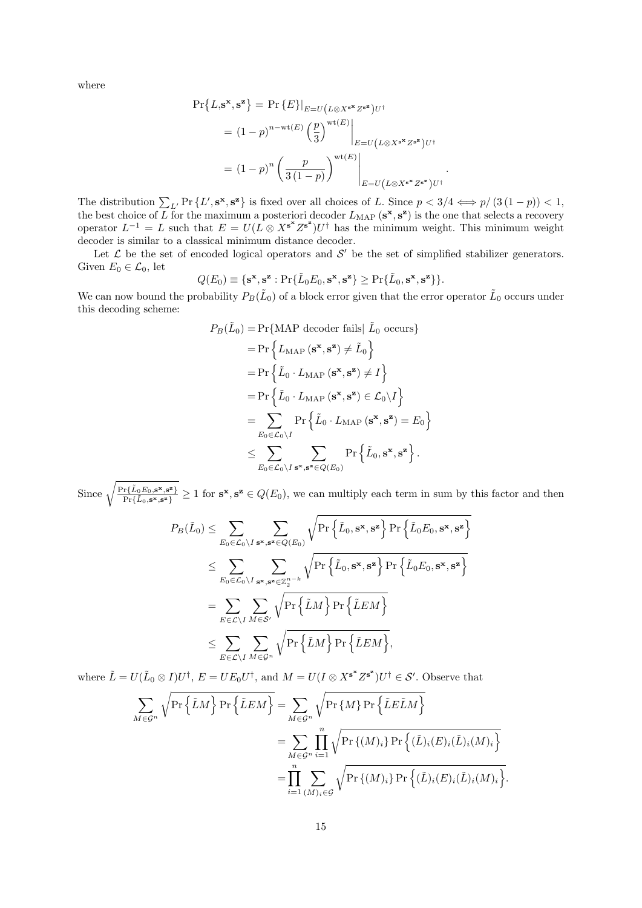where

$$
\begin{aligned}
\Pr\left\{L,\mathbf{s}^{\mathbf{x}},\mathbf{s}^{\mathbf{z}}\right\} &= \Pr\left\{E\right\}\Big|_{E=U\left(L\otimes X^{\mathbf{s}^{\mathbf{x}}}Z^{\mathbf{s}^{\mathbf{z}}}\right)U^{\dagger}} \\
&= (1-p)^{n-\mathrm{wt}(E)}\left(\frac{p}{3}\right)^{\mathrm{wt}(E)}\Bigg|_{E=U\left(L\otimes X^{\mathbf{s}^{\mathbf{x}}}Z^{\mathbf{s}^{\mathbf{z}}}\right)U^{\dagger}} \\
&= (1-p)^{n}\left(\frac{p}{3\,(1-p)}\right)^{\mathrm{wt}(E)}\Bigg|_{E=U\left(L\otimes X^{\mathbf{s}^{\mathbf{x}}}Z^{\mathbf{s}^{\mathbf{z}}}\right)U^{\dagger}}.
\end{aligned}
$$

The distribution $\sum_{L'}\Pr\left\{L',\mathbf{s}^{\mathbf{x}},\mathbf{s}^{\mathbf{z}}\right\}$ is fixed over all choices of $L$. Since $p<3/4 \iff p/\left(3\,(1-p)\right)<1$, the best choice of $L$ for the maximum a posteriori decoder $L_{\mathrm{MAP}}\left(\mathbf{s}^{\mathbf{x}},\mathbf{s}^{\mathbf{z}}\right)$ is the one that selects a recovery operator $L^{-1}=L$ such that $E=U(L\otimes X^{\mathbf{s}^{\mathbf{x}}}Z^{\mathbf{s}^{\mathbf{z}}})U^{\dagger}$ has the minimum weight. This minimum weight decoder is similar to a classical minimum distance decoder.

Let $\mathcal{L}$ be the set of encoded logical operators and $\mathcal{S}'$ be the set of simplified stabilizer generators. Given $E_0\in\mathcal{L}_0$, let

$$
Q(E_0)\equiv\{\mathbf{s}^{\mathbf{x}},\mathbf{s}^{\mathbf{z}}:\Pr\{\tilde{L}_0E_0,\mathbf{s}^{\mathbf{x}},\mathbf{s}^{\mathbf{z}}\}\geq\Pr\{\tilde{L}_0,\mathbf{s}^{\mathbf{x}},\mathbf{s}^{\mathbf{z}}\}\}.
$$

We can now bound the probability $P_B(\tilde{L}_0)$ of a block error given that the error operator $\tilde{L}_0$ occurs under this decoding scheme:

$$
\begin{aligned}
P_B(\tilde{L}_0) &= \Pr\{\text{MAP decoder fails}|\ \tilde{L}_0 \text{ occurs}\} \\
&= \Pr\left\{L_{\mathrm{MAP}}\left(\mathbf{s}^{\mathbf{x}},\mathbf{s}^{\mathbf{z}}\right)\neq\tilde{L}_0\right\} \\
&= \Pr\left\{\tilde{L}_0\cdot L_{\mathrm{MAP}}\left(\mathbf{s}^{\mathbf{x}},\mathbf{s}^{\mathbf{z}}\right)\neq I\right\} \\
&= \Pr\left\{\tilde{L}_0\cdot L_{\mathrm{MAP}}\left(\mathbf{s}^{\mathbf{x}},\mathbf{s}^{\mathbf{z}}\right)\in\mathcal{L}_0\backslash I\right\} \\
&= \sum_{E_0\in\mathcal{L}_0\backslash I}\Pr\left\{\tilde{L}_0\cdot L_{\mathrm{MAP}}\left(\mathbf{s}^{\mathbf{x}},\mathbf{s}^{\mathbf{z}}\right)=E_0\right\} \\
&\leq \sum_{E_0\in\mathcal{L}_0\backslash I}\ \sum_{\mathbf{s}^{\mathbf{x}},\mathbf{s}^{\mathbf{z}}\in Q(E_0)}\Pr\left\{\tilde{L}_0,\mathbf{s}^{\mathbf{x}},\mathbf{s}^{\mathbf{z}}\right\}.
\end{aligned}
$$

Since $\sqrt{\frac{\Pr\{\tilde{L}_0E_0,\mathbf{s}^{\mathbf{x}},\mathbf{s}^{\mathbf{z}}\}}{\Pr\{\tilde{L}_0,\mathbf{s}^{\mathbf{x}},\mathbf{s}^{\mathbf{z}}\}}}\geq 1$ for $\mathbf{s}^{\mathbf{x}},\mathbf{s}^{\mathbf{z}}\in Q(E_0)$, we can multiply each term in sum by this factor and then

$$
\begin{aligned}
P_B(\tilde{L}_0) &\leq \sum_{E_0\in\mathcal{L}_0\backslash I}\ \sum_{\mathbf{s}^{\mathbf{x}},\mathbf{s}^{\mathbf{z}}\in Q(E_0)}\sqrt{\Pr\left\{\tilde{L}_0,\mathbf{s}^{\mathbf{x}},\mathbf{s}^{\mathbf{z}}\right\}\Pr\left\{\tilde{L}_0E_0,\mathbf{s}^{\mathbf{x}},\mathbf{s}^{\mathbf{z}}\right\}} \\
&\leq \sum_{E_0\in\mathcal{L}_0\backslash I}\ \sum_{\mathbf{s}^{\mathbf{x}},\mathbf{s}^{\mathbf{z}}\in\mathbb{Z}_2^{n-k}}\sqrt{\Pr\left\{\tilde{L}_0,\mathbf{s}^{\mathbf{x}},\mathbf{s}^{\mathbf{z}}\right\}\Pr\left\{\tilde{L}_0E_0,\mathbf{s}^{\mathbf{x}},\mathbf{s}^{\mathbf{z}}\right\}} \\
&= \sum_{E\in\mathcal{L}\backslash I}\ \sum_{M\in\mathcal{S}'}\sqrt{\Pr\left\{\tilde{L}M\right\}\Pr\left\{\tilde{L}EM\right\}} \\
&\leq \sum_{E\in\mathcal{L}\backslash I}\ \sum_{M\in\mathcal{G}^n}\sqrt{\Pr\left\{\tilde{L}M\right\}\Pr\left\{\tilde{L}EM\right\}},
\end{aligned}
$$

where $\tilde{L}=U(\tilde{L}_0\otimes I)U^{\dagger}$, $E=UE_0U^{\dagger}$, and $M=U(I\otimes X^{\mathbf{s}^{\mathbf{x}}}Z^{\mathbf{s}^{\mathbf{z}}})U^{\dagger}\in\mathcal{S}'$. Observe that

$$
\begin{aligned}
\sum_{M\in\mathcal{G}^n}\sqrt{\Pr\left\{\tilde{L}M\right\}\Pr\left\{\tilde{L}EM\right\}} &= \sum_{M\in\mathcal{G}^n}\sqrt{\Pr\left\{M\right\}\Pr\left\{\tilde{L}E\tilde{L}M\right\}} \\
&= \sum_{M\in\mathcal{G}^n}\prod_{i=1}^{n}\sqrt{\Pr\left\{(M)_i\right\}\Pr\left\{(\tilde{L})_i(E)_i(\tilde{L})_i(M)_i\right\}} \\
&= \prod_{i=1}^{n}\sum_{(M)_i\in\mathcal{G}}\sqrt{\Pr\left\{(M)_i\right\}\Pr\left\{(\tilde{L})_i(E)_i(\tilde{L})_i(M)_i\right\}}.
\end{aligned}
$$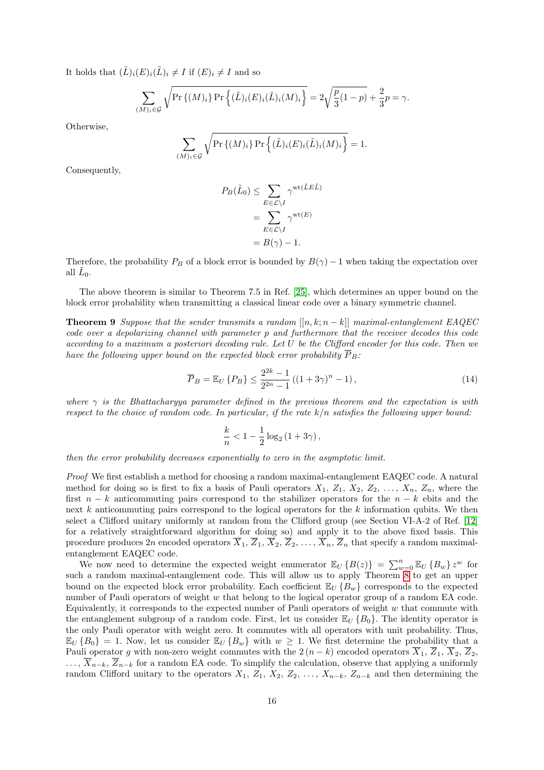It holds that $(\tilde{L})_i(E)_i(\tilde{L})_i \neq I$ if $(E)_i \neq I$ and so

$$\sum_{(M)_i \in \mathcal{G}} \sqrt{\Pr\left\{(M)_i\right\} \Pr\left\{(\tilde{L})_i(E)_i(\tilde{L})_i(M)_i\right\}} = 2\sqrt{\frac{p}{3}(1-p)} + \frac{2}{3}p = \gamma.$$

Otherwise,

$$\sum_{(M)_i \in \mathcal{G}} \sqrt{\Pr\left\{(M)_i\right\} \Pr\left\{(\tilde{L})_i(E)_i(\tilde{L})_i(M)_i\right\}} = 1.$$

Consequently,

$$\begin{aligned}
P_B(\tilde{L}_0) &\leq \sum_{E \in \mathcal{L} \setminus I} \gamma^{\mathrm{wt}(\tilde{L}E\tilde{L})} \\
&= \sum_{E \in \mathcal{L} \setminus I} \gamma^{\mathrm{wt}(E)} \\
&= B(\gamma) - 1.
\end{aligned}$$

Therefore, the probability $P_B$ of a block error is bounded by $B(\gamma) - 1$ when taking the expectation over all $\tilde{L}_0$.

The above theorem is similar to Theorem 7.5 in Ref. [25], which determines an upper bound on the block error probability when transmitting a classical linear code over a binary symmetric channel.

**Theorem 9** *Suppose that the sender transmits a random $[[n, k; n-k]]$ maximal-entanglement EAQEC code over a depolarizing channel with parameter $p$ and furthermore that the receiver decodes this code according to a maximum a posteriori decoding rule. Let $U$ be the Clifford encoder for this code. Then we have the following upper bound on the expected block error probability $\overline{P}_B$:*

$$\overline{P}_B = \mathbb{E}_U\left\{P_B\right\} \leq \frac{2^{2k}-1}{2^{2n}-1}\left((1+3\gamma)^n - 1\right), \tag{14}$$

*where $\gamma$ is the Bhattacharyya parameter defined in the previous theorem and the expectation is with respect to the choice of random code. In particular, if the rate $k/n$ satisfies the following upper bound:*

$$\frac{k}{n} < 1 - \frac{1}{2}\log_2\left(1+3\gamma\right),$$

*then the error probability decreases exponentially to zero in the asymptotic limit.*

*Proof* We first establish a method for choosing a random maximal-entanglement EAQEC code. A natural method for doing so is first to fix a basis of Pauli operators $X_1, Z_1, X_2, Z_2, \ldots, X_n, Z_n$, where the first $n-k$ anticommuting pairs correspond to the stabilizer operators for the $n-k$ ebits and the next $k$ anticommuting pairs correspond to the logical operators for the $k$ information qubits. We then select a Clifford unitary uniformly at random from the Clifford group (see Section VI-A-2 of Ref. [12] for a relatively straightforward algorithm for doing so) and apply it to the above fixed basis. This procedure produces $2n$ encoded operators $\overline{X}_1, \overline{Z}_1, \overline{X}_2, \overline{Z}_2, \ldots, \overline{X}_n, \overline{Z}_n$ that specify a random maximal-entanglement EAQEC code.

We now need to determine the expected weight enumerator $\mathbb{E}_U\left\{B(z)\right\} = \sum_{w=0}^{n} \mathbb{E}_U\left\{B_w\right\} z^w$ for such a random maximal-entanglement code. This will allow us to apply Theorem 8 to get an upper bound on the expected block error probability. Each coefficient $\mathbb{E}_U\left\{B_w\right\}$ corresponds to the expected number of Pauli operators of weight $w$ that belong to the logical operator group of a random EA code. Equivalently, it corresponds to the expected number of Pauli operators of weight $w$ that commute with the entanglement subgroup of a random code. First, let us consider $\mathbb{E}_U\left\{B_0\right\}$. The identity operator is the only Pauli operator with weight zero. It commutes with all operators with unit probability. Thus, $\mathbb{E}_U\left\{B_0\right\} = 1$. Now, let us consider $\mathbb{E}_U\left\{B_w\right\}$ with $w \geq 1$. We first determine the probability that a Pauli operator $g$ with non-zero weight commutes with the $2(n-k)$ encoded operators $\overline{X}_1, \overline{Z}_1, \overline{X}_2, \overline{Z}_2, \ldots, \overline{X}_{n-k}, \overline{Z}_{n-k}$ for a random EA code. To simplify the calculation, observe that applying a uniformly random Clifford unitary to the operators $X_1, Z_1, X_2, Z_2, \ldots, X_{n-k}, Z_{n-k}$ and then determining the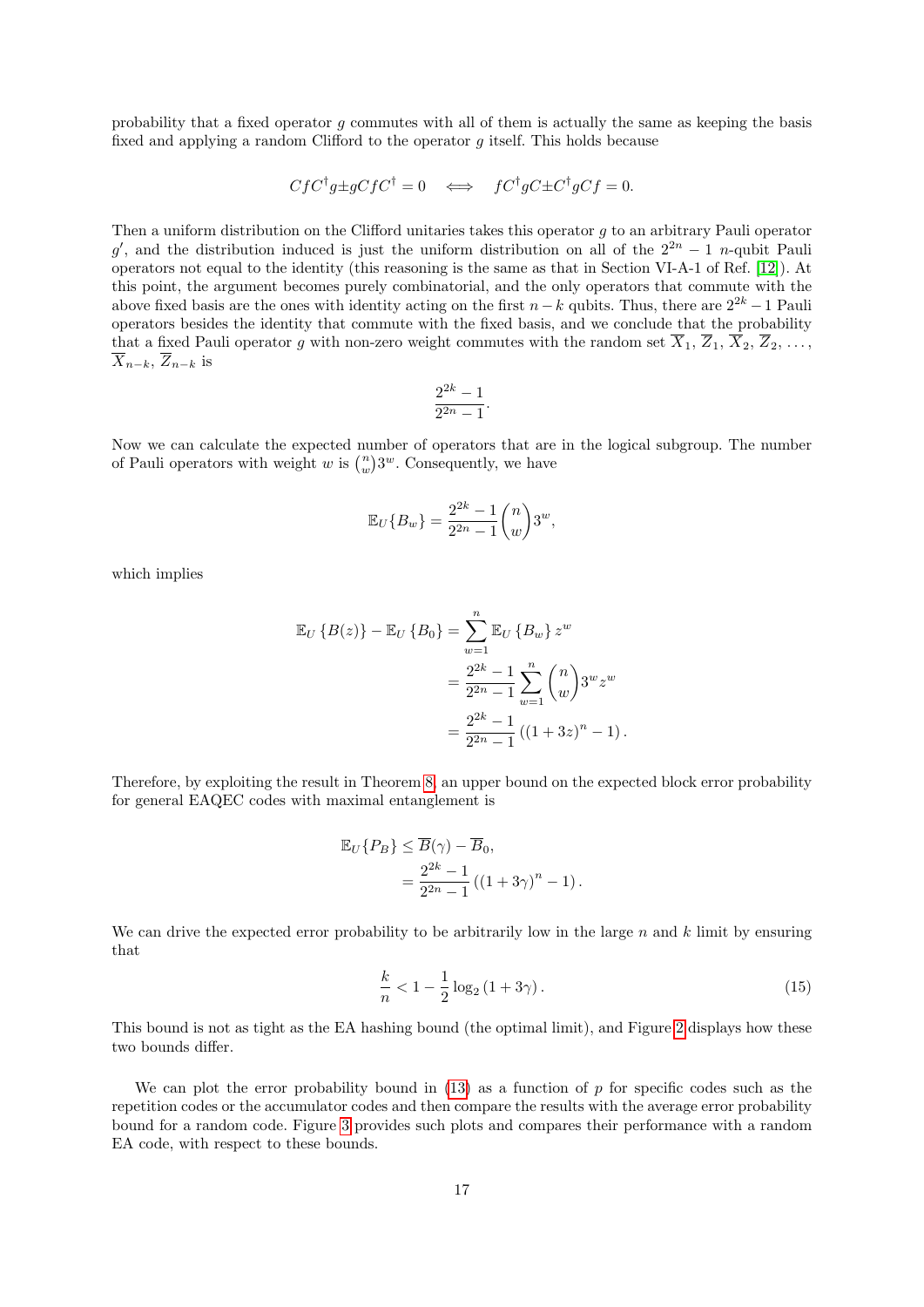probability that a fixed operator $g$ commutes with all of them is actually the same as keeping the basis fixed and applying a random Clifford to the operator $g$ itself. This holds because

$$CfC^{\dagger}g \pm gCfC^{\dagger} = 0 \quad \Longleftrightarrow \quad fC^{\dagger}gC \pm C^{\dagger}gCf = 0.$$

Then a uniform distribution on the Clifford unitaries takes this operator $g$ to an arbitrary Pauli operator $g'$, and the distribution induced is just the uniform distribution on all of the $2^{2n}-1$ $n$-qubit Pauli operators not equal to the identity (this reasoning is the same as that in Section VI-A-1 of Ref. [12]). At this point, the argument becomes purely combinatorial, and the only operators that commute with the above fixed basis are the ones with identity acting on the first $n-k$ qubits. Thus, there are $2^{2k}-1$ Pauli operators besides the identity that commute with the fixed basis, and we conclude that the probability that a fixed Pauli operator $g$ with non-zero weight commutes with the random set $\overline{X}_1$, $\overline{Z}_1$, $\overline{X}_2$, $\overline{Z}_2$, ..., $\overline{X}_{n-k}$, $\overline{Z}_{n-k}$ is

$$\frac{2^{2k}-1}{2^{2n}-1}.$$

Now we can calculate the expected number of operators that are in the logical subgroup. The number of Pauli operators with weight $w$ is $\binom{n}{w}3^w$. Consequently, we have

$$\mathbb{E}_U\{B_w\} = \frac{2^{2k}-1}{2^{2n}-1}\binom{n}{w}3^w,$$

which implies

$$\begin{aligned}
\mathbb{E}_U\left\{B(z)\right\} - \mathbb{E}_U\left\{B_0\right\} &= \sum_{w=1}^{n} \mathbb{E}_U\left\{B_w\right\} z^w \\
&= \frac{2^{2k}-1}{2^{2n}-1}\sum_{w=1}^{n}\binom{n}{w}3^w z^w \\
&= \frac{2^{2k}-1}{2^{2n}-1}\left((1+3z)^n - 1\right).
\end{aligned}$$

Therefore, by exploiting the result in Theorem 8, an upper bound on the expected block error probability for general EAQEC codes with maximal entanglement is

$$\begin{aligned}
\mathbb{E}_U\{P_B\} &\leq \overline{B}(\gamma) - \overline{B}_0, \\
&= \frac{2^{2k}-1}{2^{2n}-1}\left((1+3\gamma)^n - 1\right).
\end{aligned}$$

We can drive the expected error probability to be arbitrarily low in the large $n$ and $k$ limit by ensuring that

$$\frac{k}{n} < 1 - \frac{1}{2}\log_2\left(1+3\gamma\right). \tag{15}$$

This bound is not as tight as the EA hashing bound (the optimal limit), and Figure 2 displays how these two bounds differ.

We can plot the error probability bound in (13) as a function of $p$ for specific codes such as the repetition codes or the accumulator codes and then compare the results with the average error probability bound for a random code. Figure 3 provides such plots and compares their performance with a random EA code, with respect to these bounds.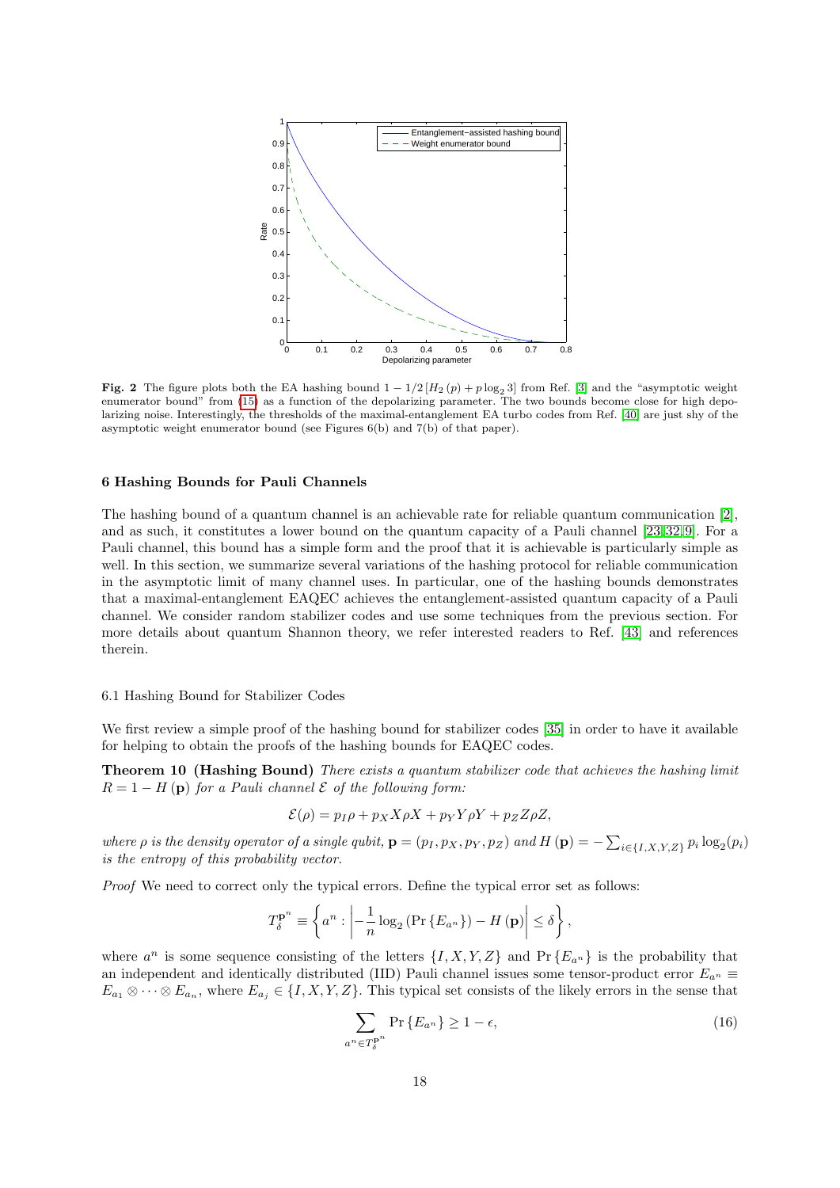**Fig. 2** The figure plots both the EA hashing bound $1 - 1/2\left[H_2(p) + p\log_2 3\right]$ from Ref. [3] and the "asymptotic weight enumerator bound" from (15) as a function of the depolarizing parameter. The two bounds become close for high depolarizing noise. Interestingly, the thresholds of the maximal-entanglement EA turbo codes from Ref. [40] are just shy of the asymptotic weight enumerator bound (see Figures 6(b) and 7(b) of that paper).

## 6 Hashing Bounds for Pauli Channels

The hashing bound of a quantum channel is an achievable rate for reliable quantum communication [2], and as such, it constitutes a lower bound on the quantum capacity of a Pauli channel [23,32,9]. For a Pauli channel, this bound has a simple form and the proof that it is achievable is particularly simple as well. In this section, we summarize several variations of the hashing protocol for reliable communication in the asymptotic limit of many channel uses. In particular, one of the hashing bounds demonstrates that a maximal-entanglement EAQEC achieves the entanglement-assisted quantum capacity of a Pauli channel. We consider random stabilizer codes and use some techniques from the previous section. For more details about quantum Shannon theory, we refer interested readers to Ref. [43] and references therein.

### 6.1 Hashing Bound for Stabilizer Codes

We first review a simple proof of the hashing bound for stabilizer codes [35] in order to have it available for helping to obtain the proofs of the hashing bounds for EAQEC codes.

**Theorem 10 (Hashing Bound)** *There exists a quantum stabilizer code that achieves the hashing limit $R = 1 - H(\mathbf{p})$ for a Pauli channel $\mathcal{E}$ of the following form:*

$$\mathcal{E}(\rho) = p_I \rho + p_X X\rho X + p_Y Y\rho Y + p_Z Z\rho Z,$$

*where $\rho$ is the density operator of a single qubit, $\mathbf{p} = (p_I, p_X, p_Y, p_Z)$ and $H(\mathbf{p}) = -\sum_{i\in\{I,X,Y,Z\}} p_i \log_2(p_i)$ is the entropy of this probability vector.*

*Proof* We need to correct only the typical errors. Define the typical error set as follows:

$$T_\delta^{\mathbf{p}^n} \equiv \left\{ a^n : \left| -\frac{1}{n}\log_2\left(\Pr\left\{E_{a^n}\right\}\right) - H(\mathbf{p}) \right| \leq \delta \right\},$$

where $a^n$ is some sequence consisting of the letters $\{I, X, Y, Z\}$ and $\Pr\{E_{a^n}\}$ is the probability that an independent and identically distributed (IID) Pauli channel issues some tensor-product error $E_{a^n} \equiv E_{a_1} \otimes \cdots \otimes E_{a_n}$, where $E_{a_j} \in \{I, X, Y, Z\}$. This typical set consists of the likely errors in the sense that

$$\sum_{a^n \in T_\delta^{\mathbf{p}^n}} \Pr\left\{E_{a^n}\right\} \geq 1 - \epsilon, \tag{16}$$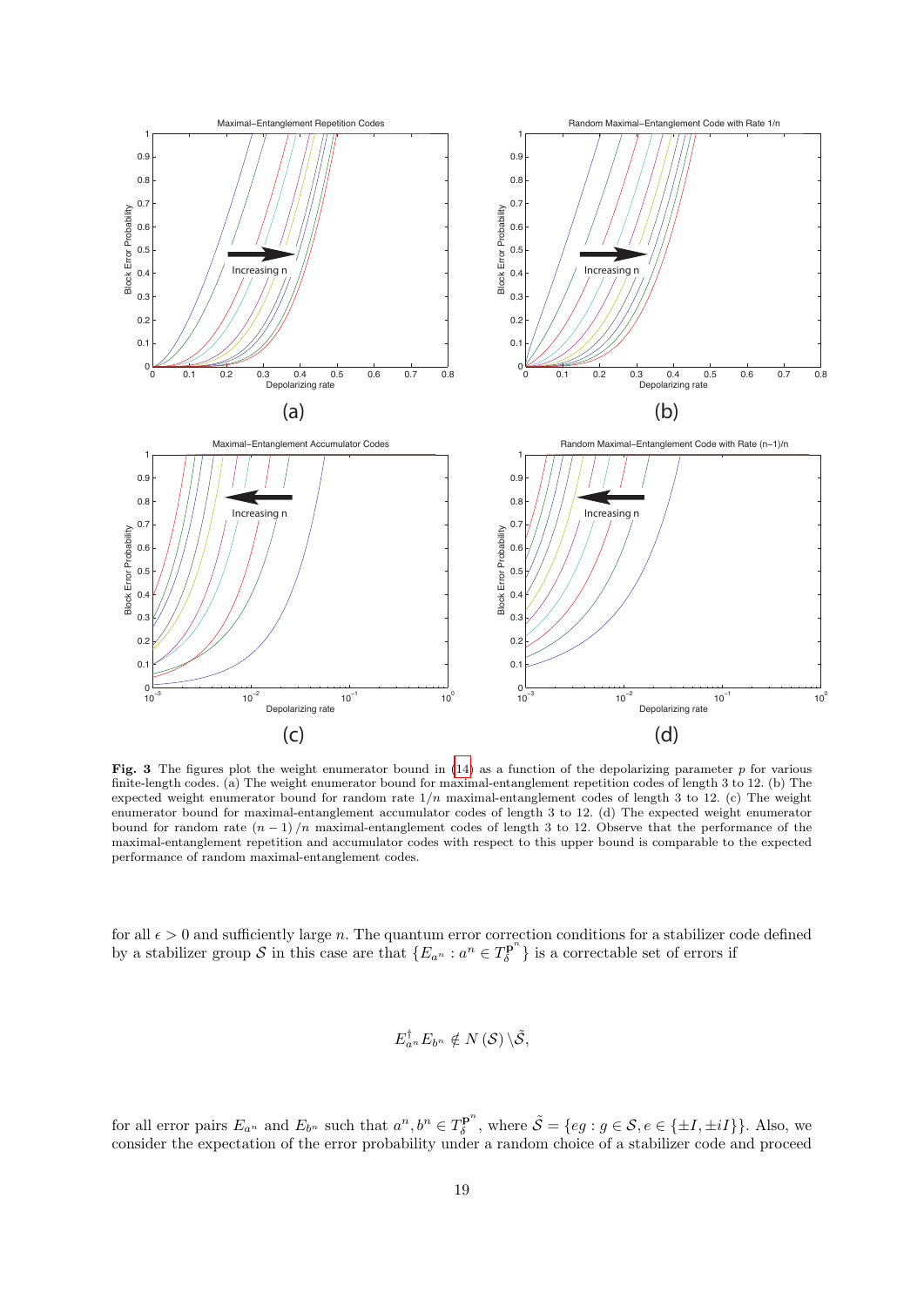**Fig. 3** The figures plot the weight enumerator bound in (14) as a function of the depolarizing parameter $p$ for various finite-length codes. (a) The weight enumerator bound for maximal-entanglement repetition codes of length 3 to 12. (b) The expected weight enumerator bound for random rate $1/n$ maximal-entanglement codes of length 3 to 12. (c) The weight enumerator bound for maximal-entanglement accumulator codes of length 3 to 12. (d) The expected weight enumerator bound for random rate $(n-1)/n$ maximal-entanglement codes of length 3 to 12. Observe that the performance of the maximal-entanglement repetition and accumulator codes with respect to this upper bound is comparable to the expected performance of random maximal-entanglement codes.

for all $\epsilon > 0$ and sufficiently large $n$. The quantum error correction conditions for a stabilizer code defined by a stabilizer group $\mathcal{S}$ in this case are that $\{E_{a^n} : a^n \in T_\delta^{\mathbf{P}^n}\}$ is a correctable set of errors if

$$E_{a^n}^\dagger E_{b^n} \notin N(\mathcal{S}) \setminus \tilde{\mathcal{S}},$$

for all error pairs $E_{a^n}$ and $E_{b^n}$ such that $a^n, b^n \in T_\delta^{\mathbf{P}^n}$, where $\tilde{\mathcal{S}} = \{eg : g \in \mathcal{S}, e \in \{\pm I, \pm iI\}\}$. Also, we consider the expectation of the error probability under a random choice of a stabilizer code and proceed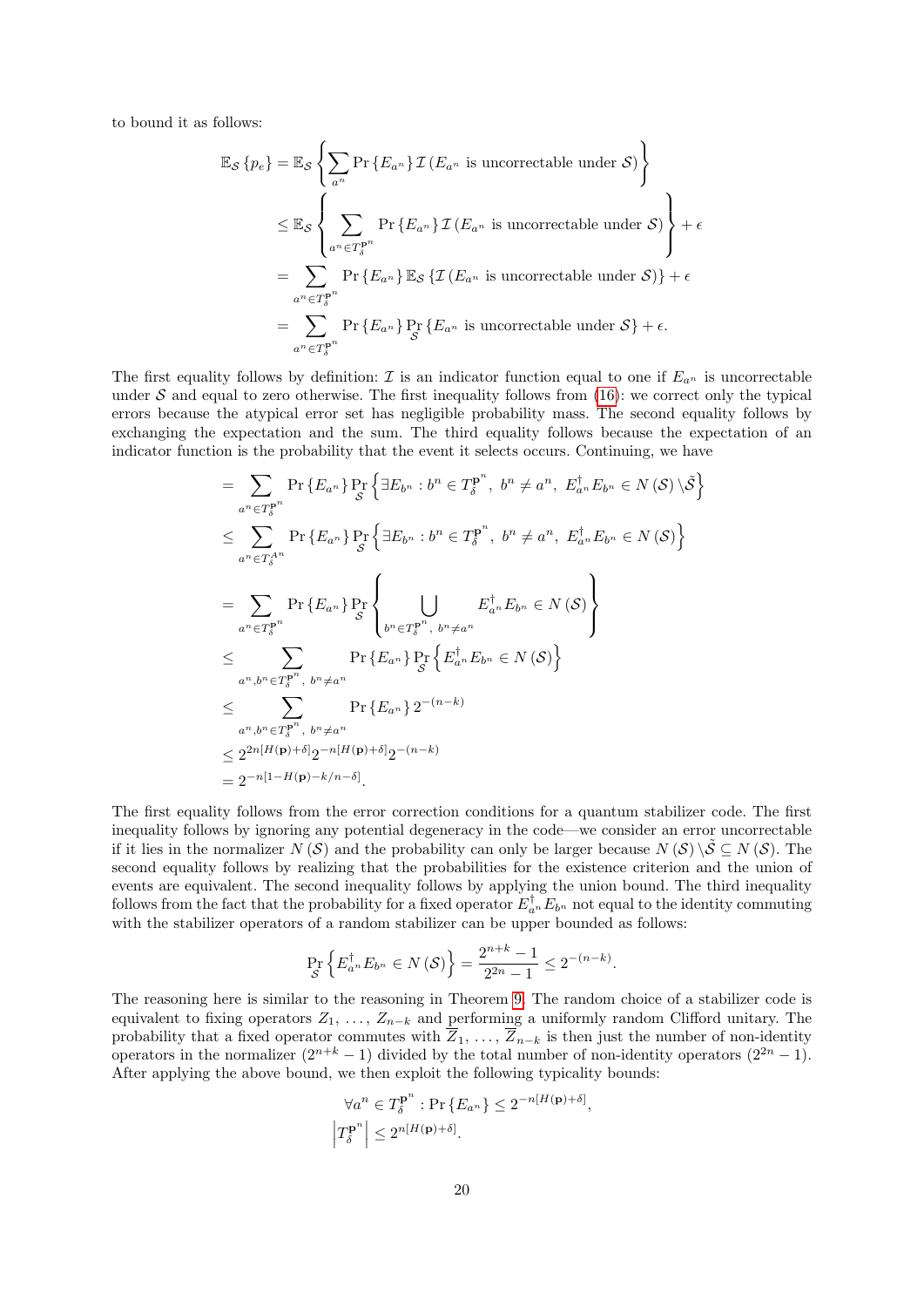to bound it as follows:

$$
\begin{aligned}
\mathbb{E}_{\mathcal{S}}\left\{p_e\right\} &= \mathbb{E}_{\mathcal{S}}\left\{\sum_{a^n} \Pr\left\{E_{a^n}\right\} \mathcal{I}\left(E_{a^n} \text{ is uncorrectable under } \mathcal{S}\right)\right\} \\
&\leq \mathbb{E}_{\mathcal{S}}\left\{\sum_{a^n \in T_\delta^{\mathbf{p}^n}} \Pr\left\{E_{a^n}\right\} \mathcal{I}\left(E_{a^n} \text{ is uncorrectable under } \mathcal{S}\right)\right\} + \epsilon \\
&= \sum_{a^n \in T_\delta^{\mathbf{p}^n}} \Pr\left\{E_{a^n}\right\} \mathbb{E}_{\mathcal{S}}\left\{\mathcal{I}\left(E_{a^n} \text{ is uncorrectable under } \mathcal{S}\right)\right\} + \epsilon \\
&= \sum_{a^n \in T_\delta^{\mathbf{p}^n}} \Pr\left\{E_{a^n}\right\} \Pr_{\mathcal{S}}\left\{E_{a^n} \text{ is uncorrectable under } \mathcal{S}\right\} + \epsilon.
\end{aligned}
$$

The first equality follows by definition: $\mathcal{I}$ is an indicator function equal to one if $E_{a^n}$ is uncorrectable under $\mathcal{S}$ and equal to zero otherwise. The first inequality follows from (16): we correct only the typical errors because the atypical error set has negligible probability mass. The second equality follows by exchanging the expectation and the sum. The third equality follows because the expectation of an indicator function is the probability that the event it selects occurs. Continuing, we have

$$
\begin{aligned}
&= \sum_{a^n \in T_\delta^{\mathbf{p}^n}} \Pr\left\{E_{a^n}\right\} \Pr_{\mathcal{S}}\left\{\exists E_{b^n} : b^n \in T_\delta^{\mathbf{p}^n},\ b^n \neq a^n,\ E_{a^n}^\dagger E_{b^n} \in N\left(\mathcal{S}\right) \backslash \tilde{\mathcal{S}}\right\} \\
&\leq \sum_{a^n \in T_\delta^{A^n}} \Pr\left\{E_{a^n}\right\} \Pr_{\mathcal{S}}\left\{\exists E_{b^n} : b^n \in T_\delta^{\mathbf{p}^n},\ b^n \neq a^n,\ E_{a^n}^\dagger E_{b^n} \in N\left(\mathcal{S}\right)\right\} \\
&= \sum_{a^n \in T_\delta^{\mathbf{p}^n}} \Pr\left\{E_{a^n}\right\} \Pr_{\mathcal{S}}\left\{\bigcup_{b^n \in T_\delta^{\mathbf{p}^n},\ b^n \neq a^n} E_{a^n}^\dagger E_{b^n} \in N\left(\mathcal{S}\right)\right\} \\
&\leq \sum_{a^n, b^n \in T_\delta^{\mathbf{p}^n},\ b^n \neq a^n} \Pr\left\{E_{a^n}\right\} \Pr_{\mathcal{S}}\left\{E_{a^n}^\dagger E_{b^n} \in N\left(\mathcal{S}\right)\right\} \\
&\leq \sum_{a^n, b^n \in T_\delta^{\mathbf{p}^n},\ b^n \neq a^n} \Pr\left\{E_{a^n}\right\} 2^{-(n-k)} \\
&\leq 2^{2n[H(\mathbf{p})+\delta]} 2^{-n[H(\mathbf{p})+\delta]} 2^{-(n-k)} \\
&= 2^{-n[1-H(\mathbf{p})-k/n-\delta]}.
\end{aligned}
$$

The first equality follows from the error correction conditions for a quantum stabilizer code. The first inequality follows by ignoring any potential degeneracy in the code—we consider an error uncorrectable if it lies in the normalizer $N(\mathcal{S})$ and the probability can only be larger because $N(\mathcal{S}) \backslash \tilde{\mathcal{S}} \subseteq N(\mathcal{S})$. The second equality follows by realizing that the probabilities for the existence criterion and the union of events are equivalent. The second inequality follows by applying the union bound. The third inequality follows from the fact that the probability for a fixed operator $E_{a^n}^\dagger E_{b^n}$ not equal to the identity commuting with the stabilizer operators of a random stabilizer can be upper bounded as follows:

$$
\Pr_{\mathcal{S}}\left\{E_{a^n}^\dagger E_{b^n} \in N\left(\mathcal{S}\right)\right\} = \frac{2^{n+k}-1}{2^{2n}-1} \leq 2^{-(n-k)}.
$$

The reasoning here is similar to the reasoning in Theorem 9. The random choice of a stabilizer code is equivalent to fixing operators $Z_1, \ldots, Z_{n-k}$ and performing a uniformly random Clifford unitary. The probability that a fixed operator commutes with $\overline{Z}_1, \ldots, \overline{Z}_{n-k}$ is then just the number of non-identity operators in the normalizer $(2^{n+k}-1)$ divided by the total number of non-identity operators $(2^{2n}-1)$. After applying the above bound, we then exploit the following typicality bounds:

$$
\begin{aligned}
\forall a^n \in T_\delta^{\mathbf{p}^n} &: \Pr\left\{E_{a^n}\right\} \leq 2^{-n[H(\mathbf{p})+\delta]}, \\
\left|T_\delta^{\mathbf{p}^n}\right| &\leq 2^{n[H(\mathbf{p})+\delta]}.
\end{aligned}
$$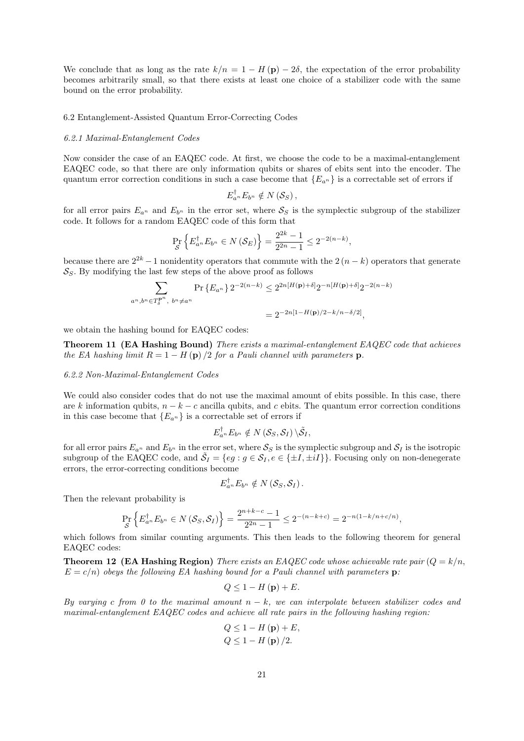We conclude that as long as the rate $k/n = 1 - H(\mathbf{p}) - 2\delta$, the expectation of the error probability becomes arbitrarily small, so that there exists at least one choice of a stabilizer code with the same bound on the error probability.

### 6.2 Entanglement-Assisted Quantum Error-Correcting Codes

#### *6.2.1 Maximal-Entanglement Codes*

Now consider the case of an EAQEC code. At first, we choose the code to be a maximal-entanglement EAQEC code, so that there are only information qubits or shares of ebits sent into the encoder. The quantum error correction conditions in such a case become that $\{E_{a^n}\}$ is a correctable set of errors if

$$E_{a^n}^{\dagger} E_{b^n} \notin N(\mathcal{S}_S),$$

for all error pairs $E_{a^n}$ and $E_{b^n}$ in the error set, where $\mathcal{S}_S$ is the symplectic subgroup of the stabilizer code. It follows for a random EAQEC code of this form that

$$\Pr_{\mathcal{S}}\left\{E_{a^n}^{\dagger} E_{b^n} \in N(\mathcal{S}_E)\right\} = \frac{2^{2k}-1}{2^{2n}-1} \leq 2^{-2(n-k)},$$

because there are $2^{2k}-1$ nonidentity operators that commute with the $2(n-k)$ operators that generate $\mathcal{S}_S$. By modifying the last few steps of the above proof as follows

$$\sum_{a^n, b^n \in T_\delta^{\mathbf{p}^n},\ b^n \neq a^n} \Pr\{E_{a^n}\} 2^{-2(n-k)} \leq 2^{2n[H(\mathbf{p})+\delta]} 2^{-n[H(\mathbf{p})+\delta]} 2^{-2(n-k)}$$

$$= 2^{-2n[1-H(\mathbf{p})/2-k/n-\delta/2]},$$

we obtain the hashing bound for EAQEC codes:

**Theorem 11 (EA Hashing Bound)** *There exists a maximal-entanglement EAQEC code that achieves the EA hashing limit $R = 1 - H(\mathbf{p})/2$ for a Pauli channel with parameters $\mathbf{p}$.*

#### *6.2.2 Non-Maximal-Entanglement Codes*

We could also consider codes that do not use the maximal amount of ebits possible. In this case, there are $k$ information qubits, $n-k-c$ ancilla qubits, and $c$ ebits. The quantum error correction conditions in this case become that $\{E_{a^n}\}$ is a correctable set of errors if

$$E_{a^n}^{\dagger} E_{b^n} \notin N(\mathcal{S}_S, \mathcal{S}_I) \backslash \tilde{\mathcal{S}}_I,$$

for all error pairs $E_{a^n}$ and $E_{b^n}$ in the error set, where $\mathcal{S}_S$ is the symplectic subgroup and $\mathcal{S}_I$ is the isotropic subgroup of the EAQEC code, and $\tilde{\mathcal{S}}_I = \{eg : g \in \mathcal{S}_I, e \in \{\pm I, \pm iI\}\}$. Focusing only on non-denegerate errors, the error-correcting conditions become

$$E_{a^n}^{\dagger} E_{b^n} \notin N(\mathcal{S}_S, \mathcal{S}_I).$$

Then the relevant probability is

$$\Pr_{\mathcal{S}}\left\{E_{a^n}^{\dagger} E_{b^n} \in N(\mathcal{S}_S, \mathcal{S}_I)\right\} = \frac{2^{n+k-c}-1}{2^{2n}-1} \leq 2^{-(n-k+c)} = 2^{-n(1-k/n+c/n)},$$

which follows from similar counting arguments. This then leads to the following theorem for general EAQEC codes:

**Theorem 12 (EA Hashing Region)** *There exists an EAQEC code whose achievable rate pair ($Q = k/n$, $E = c/n$) obeys the following EA hashing bound for a Pauli channel with parameters $\mathbf{p}$:*

$$Q \leq 1 - H(\mathbf{p}) + E.$$

*By varying $c$ from 0 to the maximal amount $n-k$, we can interpolate between stabilizer codes and maximal-entanglement EAQEC codes and achieve all rate pairs in the following hashing region:*

$$Q \leq 1 - H(\mathbf{p}) + E,$$
$$Q \leq 1 - H(\mathbf{p})/2.$$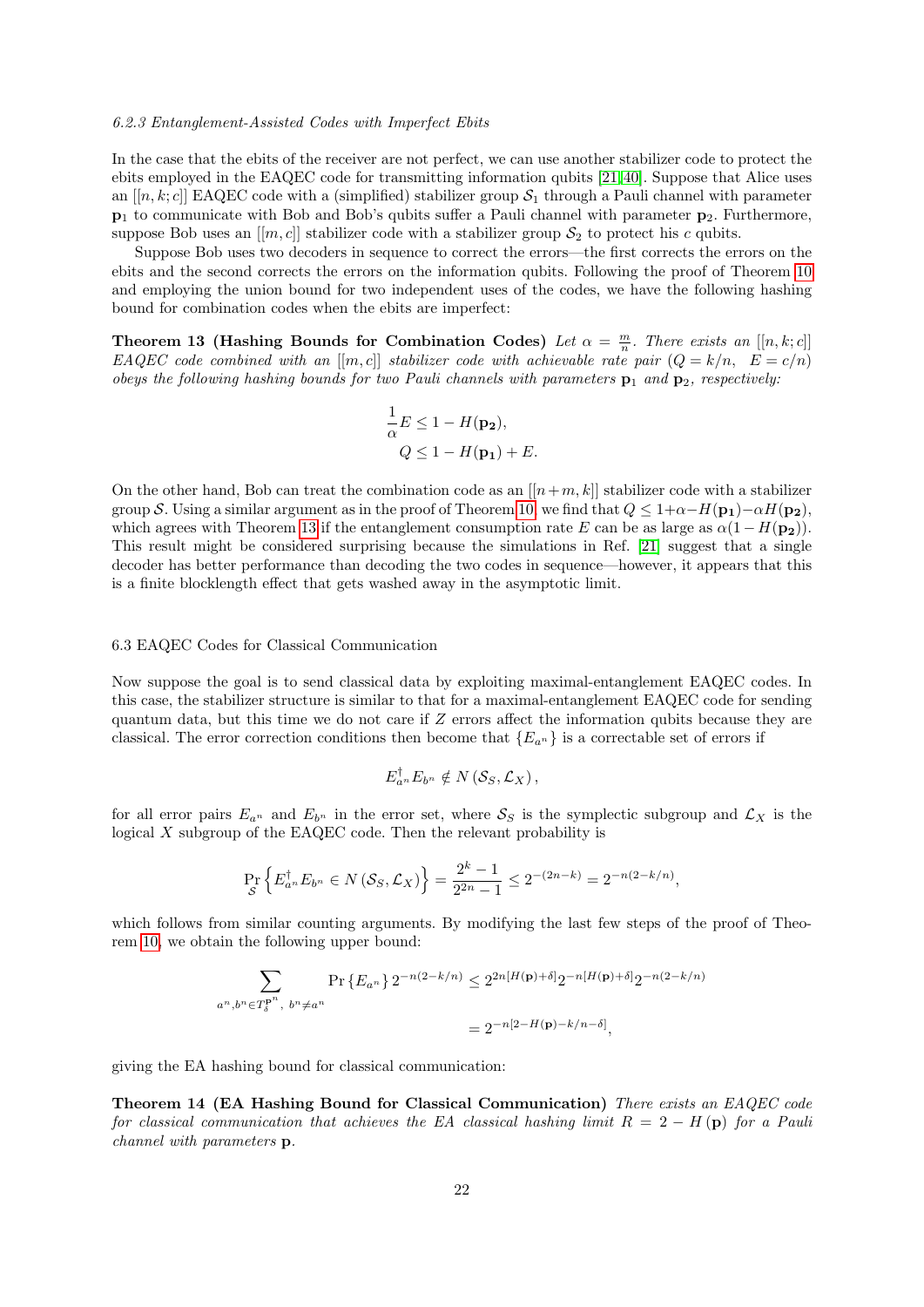*6.2.3 Entanglement-Assisted Codes with Imperfect Ebits*

In the case that the ebits of the receiver are not perfect, we can use another stabilizer code to protect the ebits employed in the EAQEC code for transmitting information qubits [21,40]. Suppose that Alice uses an $[[n,k;c]]$ EAQEC code with a (simplified) stabilizer group $\mathcal{S}_1$ through a Pauli channel with parameter $\mathbf{p}_1$ to communicate with Bob and Bob's qubits suffer a Pauli channel with parameter $\mathbf{p}_2$. Furthermore, suppose Bob uses an $[[m,c]]$ stabilizer code with a stabilizer group $\mathcal{S}_2$ to protect his $c$ qubits.

Suppose Bob uses two decoders in sequence to correct the errors—the first corrects the errors on the ebits and the second corrects the errors on the information qubits. Following the proof of Theorem 10 and employing the union bound for two independent uses of the codes, we have the following hashing bound for combination codes when the ebits are imperfect:

**Theorem 13 (Hashing Bounds for Combination Codes)** *Let $\alpha = \frac{m}{n}$. There exists an $[[n,k;c]]$ EAQEC code combined with an $[[m,c]]$ stabilizer code with achievable rate pair $(Q = k/n, \ \ E = c/n)$ obeys the following hashing bounds for two Pauli channels with parameters $\mathbf{p}_1$ and $\mathbf{p}_2$, respectively:*

$$
\begin{aligned}
\frac{1}{\alpha}E &\leq 1 - H(\mathbf{p_2}), \\
Q &\leq 1 - H(\mathbf{p_1}) + E.
\end{aligned}
$$

On the other hand, Bob can treat the combination code as an $[[n+m,k]]$ stabilizer code with a stabilizer group $\mathcal{S}$. Using a similar argument as in the proof of Theorem 10, we find that $Q \leq 1+\alpha - H(\mathbf{p_1}) - \alpha H(\mathbf{p_2})$, which agrees with Theorem 13 if the entanglement consumption rate $E$ can be as large as $\alpha(1 - H(\mathbf{p_2}))$. This result might be considered surprising because the simulations in Ref. [21] suggest that a single decoder has better performance than decoding the two codes in sequence—however, it appears that this is a finite blocklength effect that gets washed away in the asymptotic limit.

### 6.3 EAQEC Codes for Classical Communication

Now suppose the goal is to send classical data by exploiting maximal-entanglement EAQEC codes. In this case, the stabilizer structure is similar to that for a maximal-entanglement EAQEC code for sending quantum data, but this time we do not care if $Z$ errors affect the information qubits because they are classical. The error correction conditions then become that $\{E_{a^n}\}$ is a correctable set of errors if

$$
E_{a^n}^{\dagger} E_{b^n} \notin N\left(\mathcal{S}_S, \mathcal{L}_X\right),
$$

for all error pairs $E_{a^n}$ and $E_{b^n}$ in the error set, where $\mathcal{S}_S$ is the symplectic subgroup and $\mathcal{L}_X$ is the logical $X$ subgroup of the EAQEC code. Then the relevant probability is

$$
\Pr_{\mathcal{S}}\left\{E_{a^n}^{\dagger} E_{b^n} \in N\left(\mathcal{S}_S, \mathcal{L}_X\right)\right\} = \frac{2^k - 1}{2^{2n} - 1} \leq 2^{-(2n-k)} = 2^{-n(2-k/n)},
$$

which follows from similar counting arguments. By modifying the last few steps of the proof of Theorem 10, we obtain the following upper bound:

$$
\begin{aligned}
\sum_{a^n, b^n \in T_\delta^{\mathbf{p}^n},\ b^n \neq a^n} \Pr\left\{E_{a^n}\right\} 2^{-n(2-k/n)} &\leq 2^{2n[H(\mathbf{p})+\delta]} 2^{-n[H(\mathbf{p})+\delta]} 2^{-n(2-k/n)} \\
&= 2^{-n[2 - H(\mathbf{p}) - k/n - \delta]},
\end{aligned}
$$

giving the EA hashing bound for classical communication:

**Theorem 14 (EA Hashing Bound for Classical Communication)** *There exists an EAQEC code for classical communication that achieves the EA classical hashing limit $R = 2 - H(\mathbf{p})$ for a Pauli channel with parameters $\mathbf{p}$.*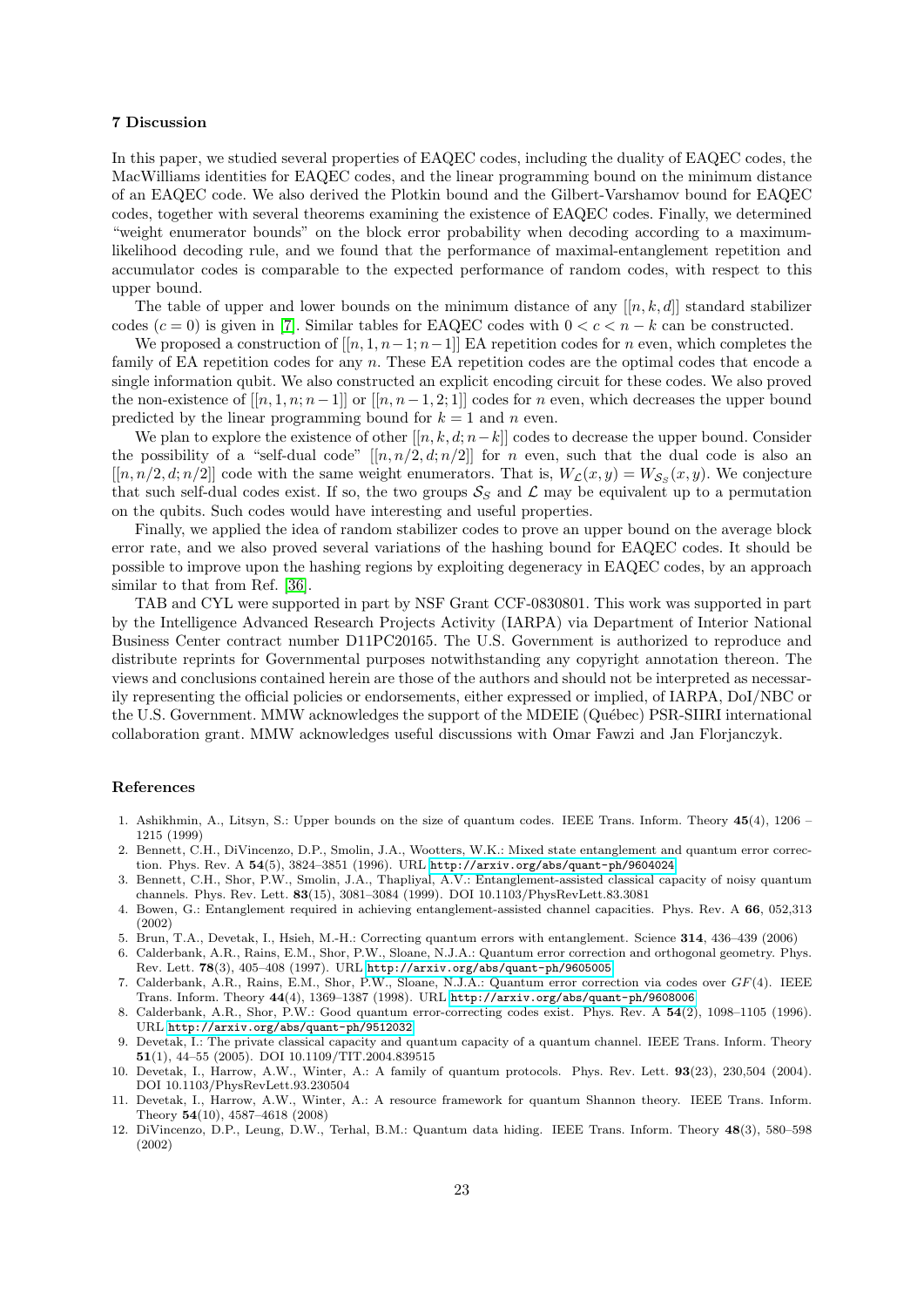## 7 Discussion

In this paper, we studied several properties of EAQEC codes, including the duality of EAQEC codes, the MacWilliams identities for EAQEC codes, and the linear programming bound on the minimum distance of an EAQEC code. We also derived the Plotkin bound and the Gilbert-Varshamov bound for EAQEC codes, together with several theorems examining the existence of EAQEC codes. Finally, we determined "weight enumerator bounds" on the block error probability when decoding according to a maximum-likelihood decoding rule, and we found that the performance of maximal-entanglement repetition and accumulator codes is comparable to the expected performance of random codes, with respect to this upper bound.

The table of upper and lower bounds on the minimum distance of any $[[n, k, d]]$ standard stabilizer codes ($c = 0$) is given in [7]. Similar tables for EAQEC codes with $0 < c < n - k$ can be constructed.

We proposed a construction of $[[n, 1, n-1; n-1]]$ EA repetition codes for $n$ even, which completes the family of EA repetition codes for any $n$. These EA repetition codes are the optimal codes that encode a single information qubit. We also constructed an explicit encoding circuit for these codes. We also proved the non-existence of $[[n, 1, n; n-1]]$ or $[[n, n-1, 2; 1]]$ codes for $n$ even, which decreases the upper bound predicted by the linear programming bound for $k = 1$ and $n$ even.

We plan to explore the existence of other $[[n, k, d; n-k]]$ codes to decrease the upper bound. Consider the possibility of a "self-dual code" $[[n, n/2, d; n/2]]$ for $n$ even, such that the dual code is also an $[[n, n/2, d; n/2]]$ code with the same weight enumerators. That is, $W_{\mathcal{L}}(x, y) = W_{\mathcal{S}_S}(x, y)$. We conjecture that such self-dual codes exist. If so, the two groups $\mathcal{S}_S$ and $\mathcal{L}$ may be equivalent up to a permutation on the qubits. Such codes would have interesting and useful properties.

Finally, we applied the idea of random stabilizer codes to prove an upper bound on the average block error rate, and we also proved several variations of the hashing bound for EAQEC codes. It should be possible to improve upon the hashing regions by exploiting degeneracy in EAQEC codes, by an approach similar to that from Ref. [36].

TAB and CYL were supported in part by NSF Grant CCF-0830801. This work was supported in part by the Intelligence Advanced Research Projects Activity (IARPA) via Department of Interior National Business Center contract number D11PC20165. The U.S. Government is authorized to reproduce and distribute reprints for Governmental purposes notwithstanding any copyright annotation thereon. The views and conclusions contained herein are those of the authors and should not be interpreted as necessarily representing the official policies or endorsements, either expressed or implied, of IARPA, DoI/NBC or the U.S. Government. MMW acknowledges the support of the MDEIE (Québec) PSR-SIIRI international collaboration grant. MMW acknowledges useful discussions with Omar Fawzi and Jan Florjanczyk.

## References

1. Ashikhmin, A., Litsyn, S.: Upper bounds on the size of quantum codes. IEEE Trans. Inform. Theory **45**(4), 1206 – 1215 (1999)
2. Bennett, C.H., DiVincenzo, D.P., Smolin, J.A., Wootters, W.K.: Mixed state entanglement and quantum error correction. Phys. Rev. A **54**(5), 3824–3851 (1996). URL http://arxiv.org/abs/quant-ph/9604024
3. Bennett, C.H., Shor, P.W., Smolin, J.A., Thapliyal, A.V.: Entanglement-assisted classical capacity of noisy quantum channels. Phys. Rev. Lett. **83**(15), 3081–3084 (1999). DOI 10.1103/PhysRevLett.83.3081
4. Bowen, G.: Entanglement required in achieving entanglement-assisted channel capacities. Phys. Rev. A **66**, 052,313 (2002)
5. Brun, T.A., Devetak, I., Hsieh, M.-H.: Correcting quantum errors with entanglement. Science **314**, 436–439 (2006)
6. Calderbank, A.R., Rains, E.M., Shor, P.W., Sloane, N.J.A.: Quantum error correction and orthogonal geometry. Phys. Rev. Lett. **78**(3), 405–408 (1997). URL http://arxiv.org/abs/quant-ph/9605005
7. Calderbank, A.R., Rains, E.M., Shor, P.W., Sloane, N.J.A.: Quantum error correction via codes over $GF(4)$. IEEE Trans. Inform. Theory **44**(4), 1369–1387 (1998). URL http://arxiv.org/abs/quant-ph/9608006
8. Calderbank, A.R., Shor, P.W.: Good quantum error-correcting codes exist. Phys. Rev. A **54**(2), 1098–1105 (1996). URL http://arxiv.org/abs/quant-ph/9512032
9. Devetak, I.: The private classical capacity and quantum capacity of a quantum channel. IEEE Trans. Inform. Theory **51**(1), 44–55 (2005). DOI 10.1109/TIT.2004.839515
10. Devetak, I., Harrow, A.W., Winter, A.: A family of quantum protocols. Phys. Rev. Lett. **93**(23), 230,504 (2004). DOI 10.1103/PhysRevLett.93.230504
11. Devetak, I., Harrow, A.W., Winter, A.: A resource framework for quantum Shannon theory. IEEE Trans. Inform. Theory **54**(10), 4587–4618 (2008)
12. DiVincenzo, D.P., Leung, D.W., Terhal, B.M.: Quantum data hiding. IEEE Trans. Inform. Theory **48**(3), 580–598 (2002)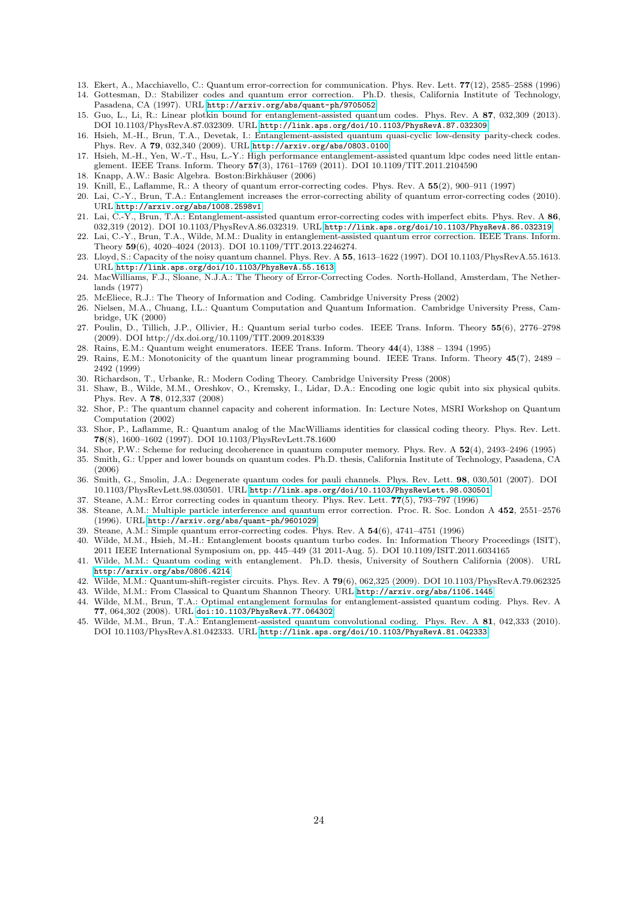13. Ekert, A., Macchiavello, C.: Quantum error-correction for communication. Phys. Rev. Lett. **77**(12), 2585–2588 (1996)
14. Gottesman, D.: Stabilizer codes and quantum error correction. Ph.D. thesis, California Institute of Technology, Pasadena, CA (1997). URL http://arxiv.org/abs/quant-ph/9705052
15. Guo, L., Li, R.: Linear plotkin bound for entanglement-assisted quantum codes. Phys. Rev. A **87**, 032,309 (2013). DOI 10.1103/PhysRevA.87.032309. URL http://link.aps.org/doi/10.1103/PhysRevA.87.032309
16. Hsieh, M.-H., Brun, T.A., Devetak, I.: Entanglement-assisted quantum quasi-cyclic low-density parity-check codes. Phys. Rev. A **79**, 032,340 (2009). URL http://arxiv.org/abs/0803.0100
17. Hsieh, M.-H., Yen, W.-T., Hsu, L.-Y.: High performance entanglement-assisted quantum ldpc codes need little entanglement. IEEE Trans. Inform. Theory **57**(3), 1761–1769 (2011). DOI 10.1109/TIT.2011.2104590
18. Knapp, A.W.: Basic Algebra. Boston:Birkhäuser (2006)
19. Knill, E., Laflamme, R.: A theory of quantum error-correcting codes. Phys. Rev. A **55**(2), 900–911 (1997)
20. Lai, C.-Y., Brun, T.A.: Entanglement increases the error-correcting ability of quantum error-correcting codes (2010). URL http://arxiv.org/abs/1008.2598v1
21. Lai, C.-Y., Brun, T.A.: Entanglement-assisted quantum error-correcting codes with imperfect ebits. Phys. Rev. A **86**, 032,319 (2012). DOI 10.1103/PhysRevA.86.032319. URL http://link.aps.org/doi/10.1103/PhysRevA.86.032319
22. Lai, C.-Y., Brun, T.A., Wilde, M.M.: Duality in entanglement-assisted quantum error correction. IEEE Trans. Inform. Theory **59**(6), 4020–4024 (2013). DOI 10.1109/TIT.2013.2246274.
23. Lloyd, S.: Capacity of the noisy quantum channel. Phys. Rev. A **55**, 1613–1622 (1997). DOI 10.1103/PhysRevA.55.1613. URL http://link.aps.org/doi/10.1103/PhysRevA.55.1613
24. MacWilliams, F.J., Sloane, N.J.A.: The Theory of Error-Correcting Codes. North-Holland, Amsterdam, The Netherlands (1977)
25. McEliece, R.J.: The Theory of Information and Coding. Cambridge University Press (2002)
26. Nielsen, M.A., Chuang, I.L.: Quantum Computation and Quantum Information. Cambridge University Press, Cambridge, UK (2000)
27. Poulin, D., Tillich, J.P., Ollivier, H.: Quantum serial turbo codes. IEEE Trans. Inform. Theory **55**(6), 2776–2798 (2009). DOI http://dx.doi.org/10.1109/TIT.2009.2018339
28. Rains, E.M.: Quantum weight enumerators. IEEE Trans. Inform. Theory **44**(4), 1388 – 1394 (1995)
29. Rains, E.M.: Monotonicity of the quantum linear programming bound. IEEE Trans. Inform. Theory **45**(7), 2489 – 2492 (1999)
30. Richardson, T., Urbanke, R.: Modern Coding Theory. Cambridge University Press (2008)
31. Shaw, B., Wilde, M.M., Oreshkov, O., Kremsky, I., Lidar, D.A.: Encoding one logic qubit into six physical qubits. Phys. Rev. A **78**, 012,337 (2008)
32. Shor, P.: The quantum channel capacity and coherent information. In: Lecture Notes, MSRI Workshop on Quantum Computation (2002)
33. Shor, P., Laflamme, R.: Quantum analog of the MacWilliams identities for classical coding theory. Phys. Rev. Lett. **78**(8), 1600–1602 (1997). DOI 10.1103/PhysRevLett.78.1600
34. Shor, P.W.: Scheme for reducing decoherence in quantum computer memory. Phys. Rev. A **52**(4), 2493–2496 (1995)
35. Smith, G.: Upper and lower bounds on quantum codes. Ph.D. thesis, California Institute of Technology, Pasadena, CA (2006)
36. Smith, G., Smolin, J.A.: Degenerate quantum codes for pauli channels. Phys. Rev. Lett. **98**, 030,501 (2007). DOI 10.1103/PhysRevLett.98.030501. URL http://link.aps.org/doi/10.1103/PhysRevLett.98.030501
37. Steane, A.M.: Error correcting codes in quantum theory. Phys. Rev. Lett. **77**(5), 793–797 (1996)
38. Steane, A.M.: Multiple particle interference and quantum error correction. Proc. R. Soc. London A **452**, 2551–2576 (1996). URL http://arxiv.org/abs/quant-ph/9601029
39. Steane, A.M.: Simple quantum error-correcting codes. Phys. Rev. A **54**(6), 4741–4751 (1996)
40. Wilde, M.M., Hsieh, M.-H.: Entanglement boosts quantum turbo codes. In: Information Theory Proceedings (ISIT), 2011 IEEE International Symposium on, pp. 445–449 (31 2011-Aug. 5). DOI 10.1109/ISIT.2011.6034165
41. Wilde, M.M.: Quantum coding with entanglement. Ph.D. thesis, University of Southern California (2008). URL http://arxiv.org/abs/0806.4214
42. Wilde, M.M.: Quantum-shift-register circuits. Phys. Rev. A **79**(6), 062,325 (2009). DOI 10.1103/PhysRevA.79.062325
43. Wilde, M.M.: From Classical to Quantum Shannon Theory. URL http://arxiv.org/abs/1106.1445
44. Wilde, M.M., Brun, T.A.: Optimal entanglement formulas for entanglement-assisted quantum coding. Phys. Rev. A **77**, 064,302 (2008). URL doi:10.1103/PhysRevA.77.064302
45. Wilde, M.M., Brun, T.A.: Entanglement-assisted quantum convolutional coding. Phys. Rev. A **81**, 042,333 (2010). DOI 10.1103/PhysRevA.81.042333. URL http://link.aps.org/doi/10.1103/PhysRevA.81.042333